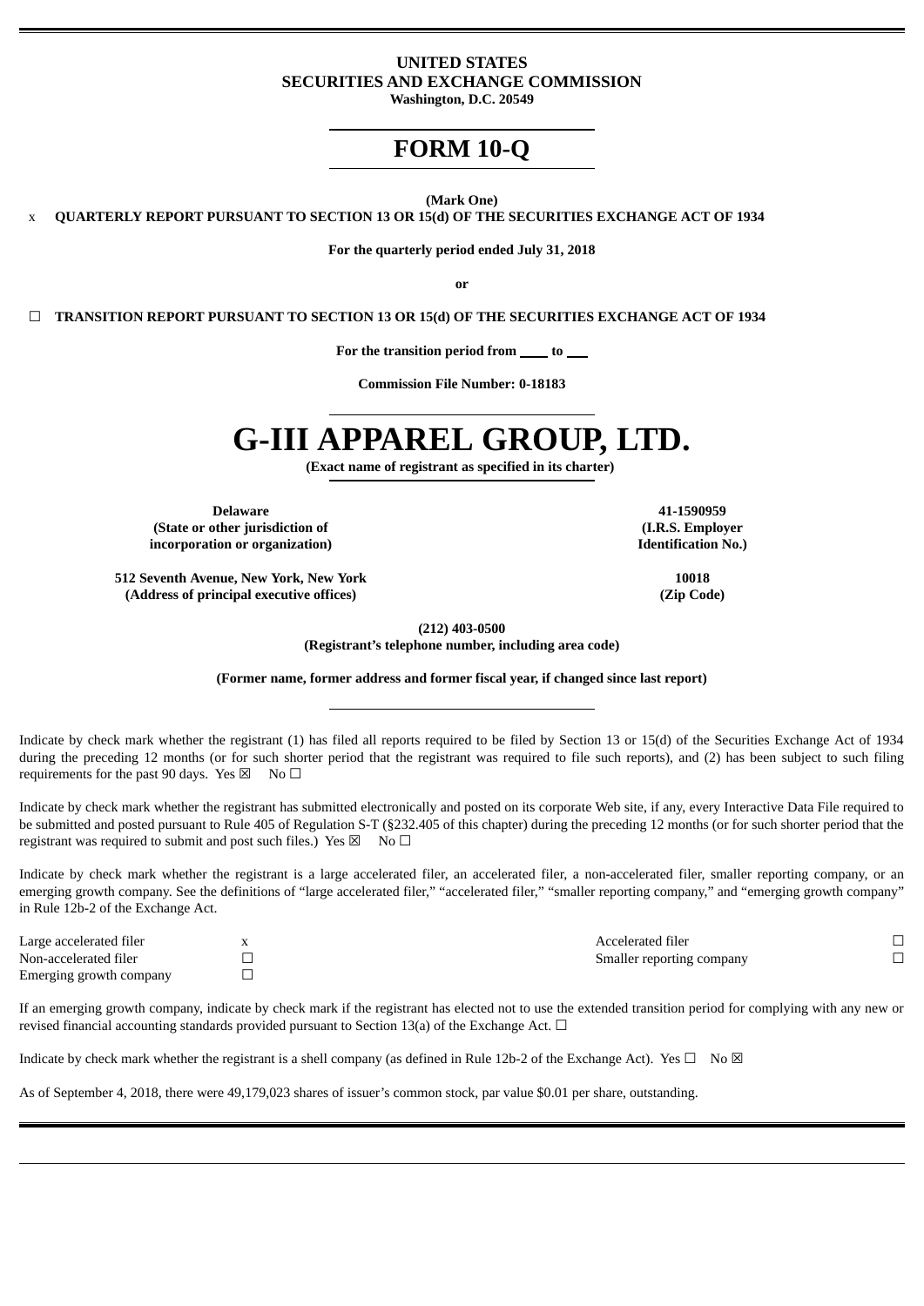# UNITED STATES
# SECURITIES AND EXCHANGE COMMISSION
**Washington, D.C. 20549**

# FORM 10-Q

**(Mark One)**

x **QUARTERLY REPORT PURSUANT TO SECTION 13 OR 15(d) OF THE SECURITIES EXCHANGE ACT OF 1934**

**For the quarterly period ended July 31, 2018**

**or**

☐ **TRANSITION REPORT PURSUANT TO SECTION 13 OR 15(d) OF THE SECURITIES EXCHANGE ACT OF 1934**

**For the transition period from \_\_\_\_ to \_\_\_**

**Commission File Number: 0-18183**

# G-III APPAREL GROUP, LTD.
**(Exact name of registrant as specified in its charter)**

| | |
|---|---|
| **Delaware**<br>**(State or other jurisdiction of incorporation or organization)** | **41-1590959**<br>**(I.R.S. Employer Identification No.)** |
| **512 Seventh Avenue, New York, New York**<br>**(Address of principal executive offices)** | **10018**<br>**(Zip Code)** |

**(212) 403-0500**
**(Registrant's telephone number, including area code)**

**(Former name, former address and former fiscal year, if changed since last report)**

Indicate by check mark whether the registrant (1) has filed all reports required to be filed by Section 13 or 15(d) of the Securities Exchange Act of 1934 during the preceding 12 months (or for such shorter period that the registrant was required to file such reports), and (2) has been subject to such filing requirements for the past 90 days. Yes ☒ No ☐

Indicate by check mark whether the registrant has submitted electronically and posted on its corporate Web site, if any, every Interactive Data File required to be submitted and posted pursuant to Rule 405 of Regulation S-T (§232.405 of this chapter) during the preceding 12 months (or for such shorter period that the registrant was required to submit and post such files.) Yes ☒ No ☐

Indicate by check mark whether the registrant is a large accelerated filer, an accelerated filer, a non-accelerated filer, smaller reporting company, or an emerging growth company. See the definitions of "large accelerated filer," "accelerated filer," "smaller reporting company," and "emerging growth company" in Rule 12b-2 of the Exchange Act.

| | | | |
|---|---|---|---|
| Large accelerated filer | x | Accelerated filer | ☐ |
| Non-accelerated filer | ☐ | Smaller reporting company | ☐ |
| Emerging growth company | ☐ | | |

If an emerging growth company, indicate by check mark if the registrant has elected not to use the extended transition period for complying with any new or revised financial accounting standards provided pursuant to Section 13(a) of the Exchange Act. ☐

Indicate by check mark whether the registrant is a shell company (as defined in Rule 12b-2 of the Exchange Act). Yes ☐ No ☒

As of September 4, 2018, there were 49,179,023 shares of issuer's common stock, par value $0.01 per share, outstanding.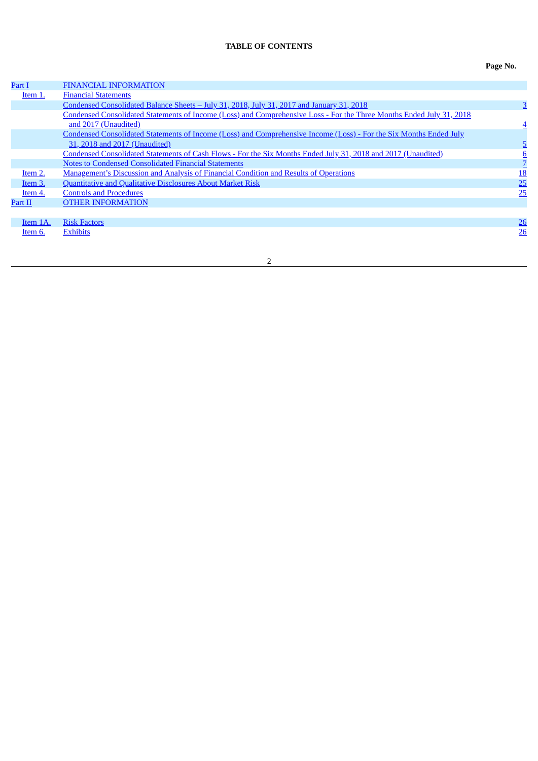**TABLE OF CONTENTS**

| | | Page No. |
|---|---|---|
| Part I | FINANCIAL INFORMATION | |
| Item 1. | Financial Statements | |
| | Condensed Consolidated Balance Sheets – July 31, 2018, July 31, 2017 and January 31, 2018 | 3 |
| | Condensed Consolidated Statements of Income (Loss) and Comprehensive Loss - For the Three Months Ended July 31, 2018 and 2017 (Unaudited) | 4 |
| | Condensed Consolidated Statements of Income (Loss) and Comprehensive Income (Loss) - For the Six Months Ended July 31, 2018 and 2017 (Unaudited) | 5 |
| | Condensed Consolidated Statements of Cash Flows - For the Six Months Ended July 31, 2018 and 2017 (Unaudited) | 6 |
| | Notes to Condensed Consolidated Financial Statements | 7 |
| Item 2. | Management's Discussion and Analysis of Financial Condition and Results of Operations | 18 |
| Item 3. | Quantitative and Qualitative Disclosures About Market Risk | 25 |
| Item 4. | Controls and Procedures | 25 |
| Part II | OTHER INFORMATION | |
| Item 1A. | Risk Factors | 26 |
| Item 6. | Exhibits | 26 |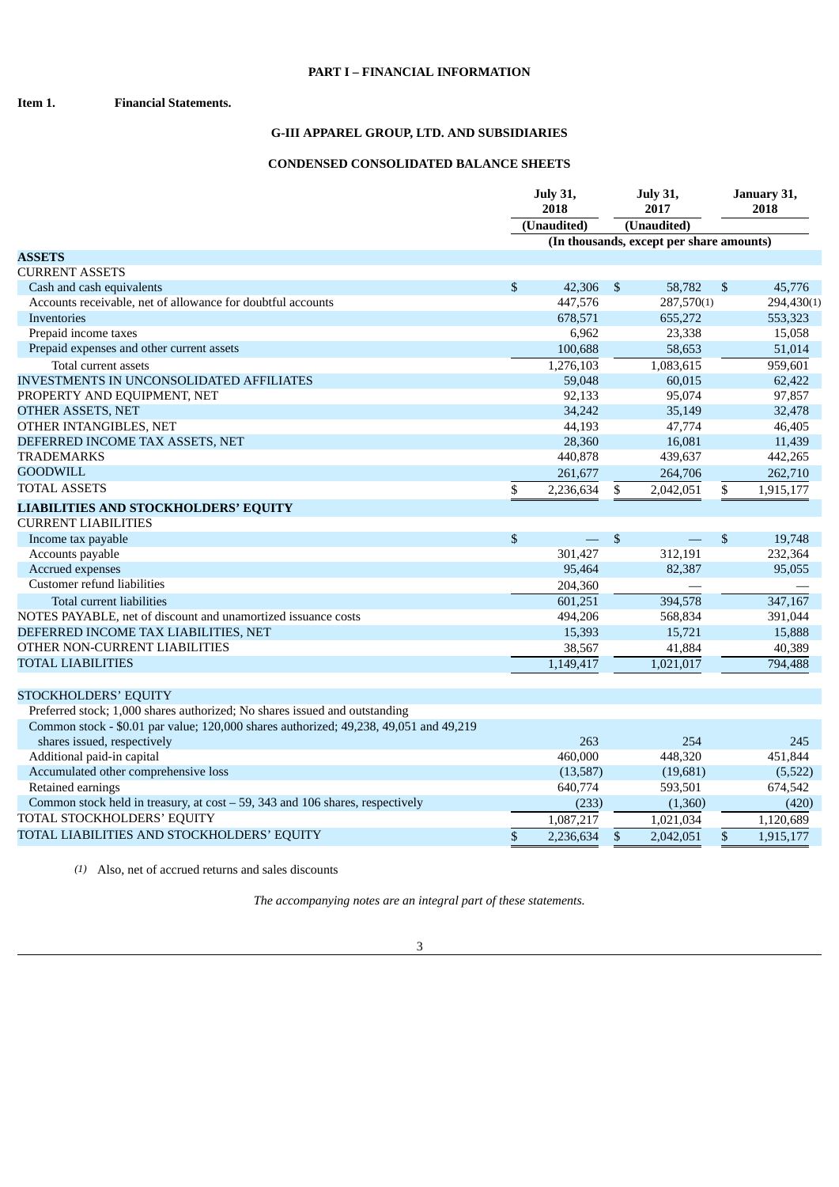# PART I – FINANCIAL INFORMATION

**Item 1. Financial Statements.**

## G-III APPAREL GROUP, LTD. AND SUBSIDIARIES

## CONDENSED CONSOLIDATED BALANCE SHEETS

| | July 31, 2018 | July 31, 2017 | January 31, 2018 |
|---|---|---|---|
| | (Unaudited) | (Unaudited) | |
| | (In thousands, except per share amounts) | | |
| **ASSETS** | | | |
| CURRENT ASSETS | | | |
| Cash and cash equivalents | $ 42,306 | $ 58,782 | $ 45,776 |
| Accounts receivable, net of allowance for doubtful accounts | 447,576 | 287,570(1) | 294,430(1) |
| Inventories | 678,571 | 655,272 | 553,323 |
| Prepaid income taxes | 6,962 | 23,338 | 15,058 |
| Prepaid expenses and other current assets | 100,688 | 58,653 | 51,014 |
| Total current assets | 1,276,103 | 1,083,615 | 959,601 |
| INVESTMENTS IN UNCONSOLIDATED AFFILIATES | 59,048 | 60,015 | 62,422 |
| PROPERTY AND EQUIPMENT, NET | 92,133 | 95,074 | 97,857 |
| OTHER ASSETS, NET | 34,242 | 35,149 | 32,478 |
| OTHER INTANGIBLES, NET | 44,193 | 47,774 | 46,405 |
| DEFERRED INCOME TAX ASSETS, NET | 28,360 | 16,081 | 11,439 |
| TRADEMARKS | 440,878 | 439,637 | 442,265 |
| GOODWILL | 261,677 | 264,706 | 262,710 |
| TOTAL ASSETS | $ 2,236,634 | $ 2,042,051 | $ 1,915,177 |
| **LIABILITIES AND STOCKHOLDERS' EQUITY** | | | |
| CURRENT LIABILITIES | | | |
| Income tax payable | $ — | $ — | $ 19,748 |
| Accounts payable | 301,427 | 312,191 | 232,364 |
| Accrued expenses | 95,464 | 82,387 | 95,055 |
| Customer refund liabilities | 204,360 | — | — |
| Total current liabilities | 601,251 | 394,578 | 347,167 |
| NOTES PAYABLE, net of discount and unamortized issuance costs | 494,206 | 568,834 | 391,044 |
| DEFERRED INCOME TAX LIABILITIES, NET | 15,393 | 15,721 | 15,888 |
| OTHER NON-CURRENT LIABILITIES | 38,567 | 41,884 | 40,389 |
| TOTAL LIABILITIES | 1,149,417 | 1,021,017 | 794,488 |
| | | | |
| STOCKHOLDERS' EQUITY | | | |
| Preferred stock; 1,000 shares authorized; No shares issued and outstanding | | | |
| Common stock - $0.01 par value; 120,000 shares authorized; 49,238, 49,051 and 49,219 shares issued, respectively | 263 | 254 | 245 |
| Additional paid-in capital | 460,000 | 448,320 | 451,844 |
| Accumulated other comprehensive loss | (13,587) | (19,681) | (5,522) |
| Retained earnings | 640,774 | 593,501 | 674,542 |
| Common stock held in treasury, at cost – 59, 343 and 106 shares, respectively | (233) | (1,360) | (420) |
| TOTAL STOCKHOLDERS' EQUITY | 1,087,217 | 1,021,034 | 1,120,689 |
| TOTAL LIABILITIES AND STOCKHOLDERS' EQUITY | $ 2,236,634 | $ 2,042,051 | $ 1,915,177 |

(1) Also, net of accrued returns and sales discounts

*The accompanying notes are an integral part of these statements.*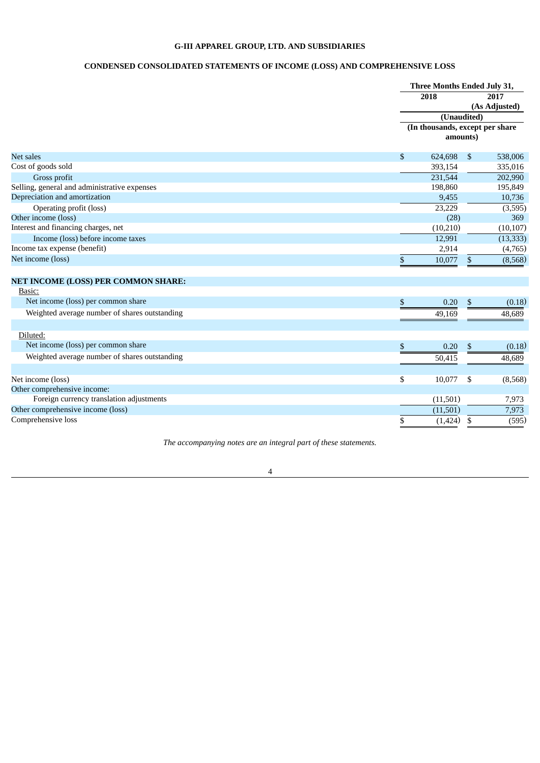# G-III APPAREL GROUP, LTD. AND SUBSIDIARIES

## CONDENSED CONSOLIDATED STATEMENTS OF INCOME (LOSS) AND COMPREHENSIVE LOSS

| | Three Months Ended July 31, | |
|---|---|---|
| | 2018 | 2017 (As Adjusted) |
| | (Unaudited) | |
| | (In thousands, except per share amounts) | |
| Net sales | $ 624,698 | $ 538,006 |
| Cost of goods sold | 393,154 | 335,016 |
| Gross profit | 231,544 | 202,990 |
| Selling, general and administrative expenses | 198,860 | 195,849 |
| Depreciation and amortization | 9,455 | 10,736 |
| Operating profit (loss) | 23,229 | (3,595) |
| Other income (loss) | (28) | 369 |
| Interest and financing charges, net | (10,210) | (10,107) |
| Income (loss) before income taxes | 12,991 | (13,333) |
| Income tax expense (benefit) | 2,914 | (4,765) |
| Net income (loss) | $ 10,077 | $ (8,568) |
| **NET INCOME (LOSS) PER COMMON SHARE:** | | |
| Basic: | | |
| Net income (loss) per common share | $ 0.20 | $ (0.18) |
| Weighted average number of shares outstanding | 49,169 | 48,689 |
| Diluted: | | |
| Net income (loss) per common share | $ 0.20 | $ (0.18) |
| Weighted average number of shares outstanding | 50,415 | 48,689 |
| Net income (loss) | $ 10,077 | $ (8,568) |
| Other comprehensive income: | | |
| Foreign currency translation adjustments | (11,501) | 7,973 |
| Other comprehensive income (loss) | (11,501) | 7,973 |
| Comprehensive loss | $ (1,424) | $ (595) |

*The accompanying notes are an integral part of these statements.*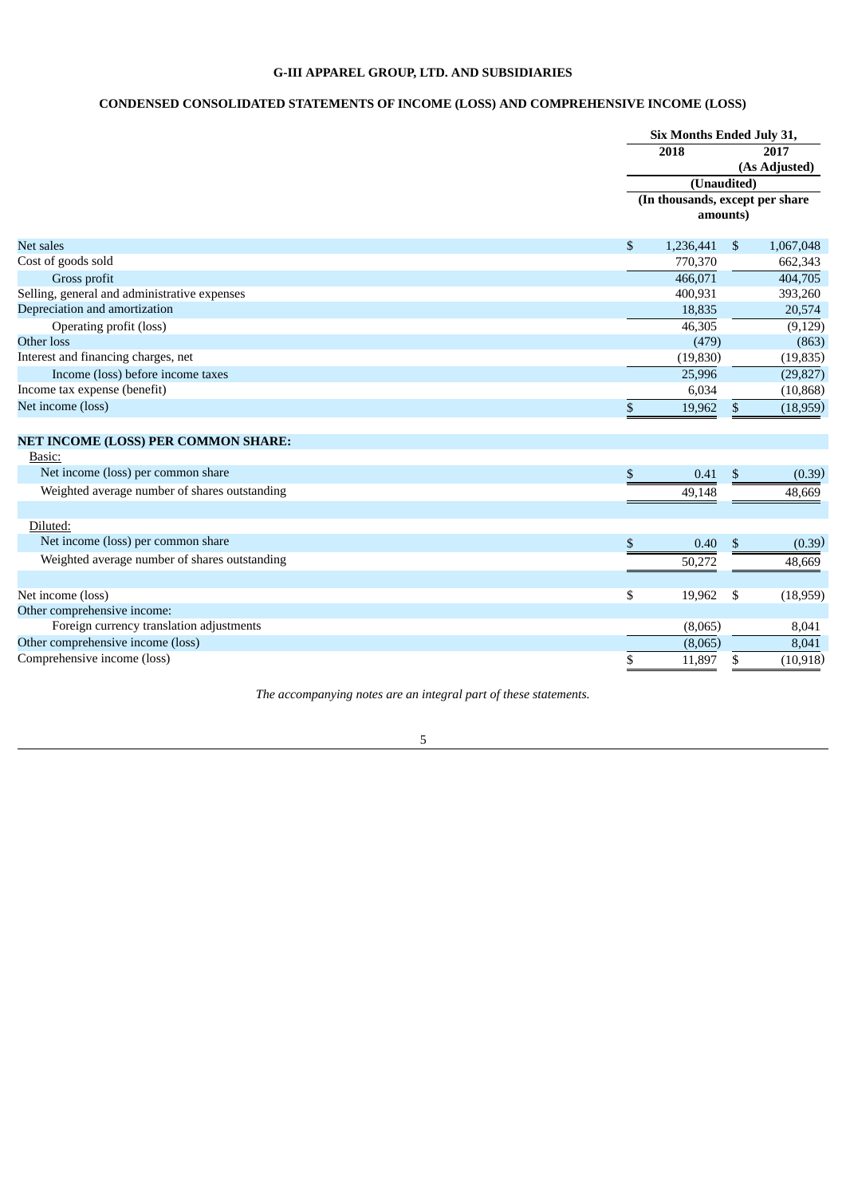# G-III APPAREL GROUP, LTD. AND SUBSIDIARIES

## CONDENSED CONSOLIDATED STATEMENTS OF INCOME (LOSS) AND COMPREHENSIVE INCOME (LOSS)

| | Six Months Ended July 31, | |
|---|---|---|
| | 2018 | 2017 (As Adjusted) |
| | (Unaudited) | |
| | (In thousands, except per share amounts) | |
| Net sales | $ 1,236,441 | $ 1,067,048 |
| Cost of goods sold | 770,370 | 662,343 |
| Gross profit | 466,071 | 404,705 |
| Selling, general and administrative expenses | 400,931 | 393,260 |
| Depreciation and amortization | 18,835 | 20,574 |
| Operating profit (loss) | 46,305 | (9,129) |
| Other loss | (479) | (863) |
| Interest and financing charges, net | (19,830) | (19,835) |
| Income (loss) before income taxes | 25,996 | (29,827) |
| Income tax expense (benefit) | 6,034 | (10,868) |
| Net income (loss) | $ 19,962 | $ (18,959) |
| **NET INCOME (LOSS) PER COMMON SHARE:** | | |
| Basic: | | |
| Net income (loss) per common share | $ 0.41 | $ (0.39) |
| Weighted average number of shares outstanding | 49,148 | 48,669 |
| Diluted: | | |
| Net income (loss) per common share | $ 0.40 | $ (0.39) |
| Weighted average number of shares outstanding | 50,272 | 48,669 |
| Net income (loss) | $ 19,962 | $ (18,959) |
| Other comprehensive income: | | |
| Foreign currency translation adjustments | (8,065) | 8,041 |
| Other comprehensive income (loss) | (8,065) | 8,041 |
| Comprehensive income (loss) | $ 11,897 | $ (10,918) |

*The accompanying notes are an integral part of these statements.*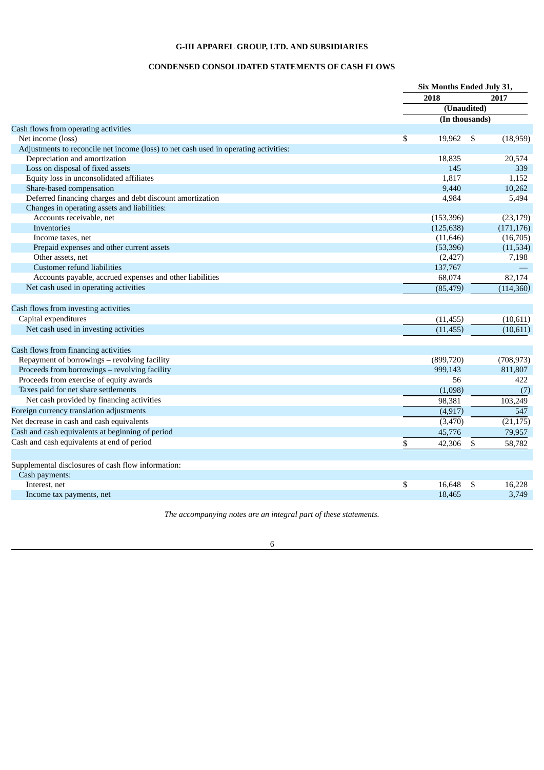# G-III APPAREL GROUP, LTD. AND SUBSIDIARIES

## CONDENSED CONSOLIDATED STATEMENTS OF CASH FLOWS

| | Six Months Ended July 31, | |
|---|---|---|
| | 2018 | 2017 |
| | (Unaudited) | |
| | (In thousands) | |
| Cash flows from operating activities | | |
| Net income (loss) | $ 19,962 | $ (18,959) |
| Adjustments to reconcile net income (loss) to net cash used in operating activities: | | |
| Depreciation and amortization | 18,835 | 20,574 |
| Loss on disposal of fixed assets | 145 | 339 |
| Equity loss in unconsolidated affiliates | 1,817 | 1,152 |
| Share-based compensation | 9,440 | 10,262 |
| Deferred financing charges and debt discount amortization | 4,984 | 5,494 |
| Changes in operating assets and liabilities: | | |
| Accounts receivable, net | (153,396) | (23,179) |
| Inventories | (125,638) | (171,176) |
| Income taxes, net | (11,646) | (16,705) |
| Prepaid expenses and other current assets | (53,396) | (11,534) |
| Other assets, net | (2,427) | 7,198 |
| Customer refund liabilities | 137,767 | — |
| Accounts payable, accrued expenses and other liabilities | 68,074 | 82,174 |
| Net cash used in operating activities | (85,479) | (114,360) |
| | | |
| Cash flows from investing activities | | |
| Capital expenditures | (11,455) | (10,611) |
| Net cash used in investing activities | (11,455) | (10,611) |
| | | |
| Cash flows from financing activities | | |
| Repayment of borrowings – revolving facility | (899,720) | (708,973) |
| Proceeds from borrowings – revolving facility | 999,143 | 811,807 |
| Proceeds from exercise of equity awards | 56 | 422 |
| Taxes paid for net share settlements | (1,098) | (7) |
| Net cash provided by financing activities | 98,381 | 103,249 |
| Foreign currency translation adjustments | (4,917) | 547 |
| Net decrease in cash and cash equivalents | (3,470) | (21,175) |
| Cash and cash equivalents at beginning of period | 45,776 | 79,957 |
| Cash and cash equivalents at end of period | $ 42,306 | $ 58,782 |
| | | |
| Supplemental disclosures of cash flow information: | | |
| Cash payments: | | |
| Interest, net | $ 16,648 | $ 16,228 |
| Income tax payments, net | 18,465 | 3,749 |

*The accompanying notes are an integral part of these statements.*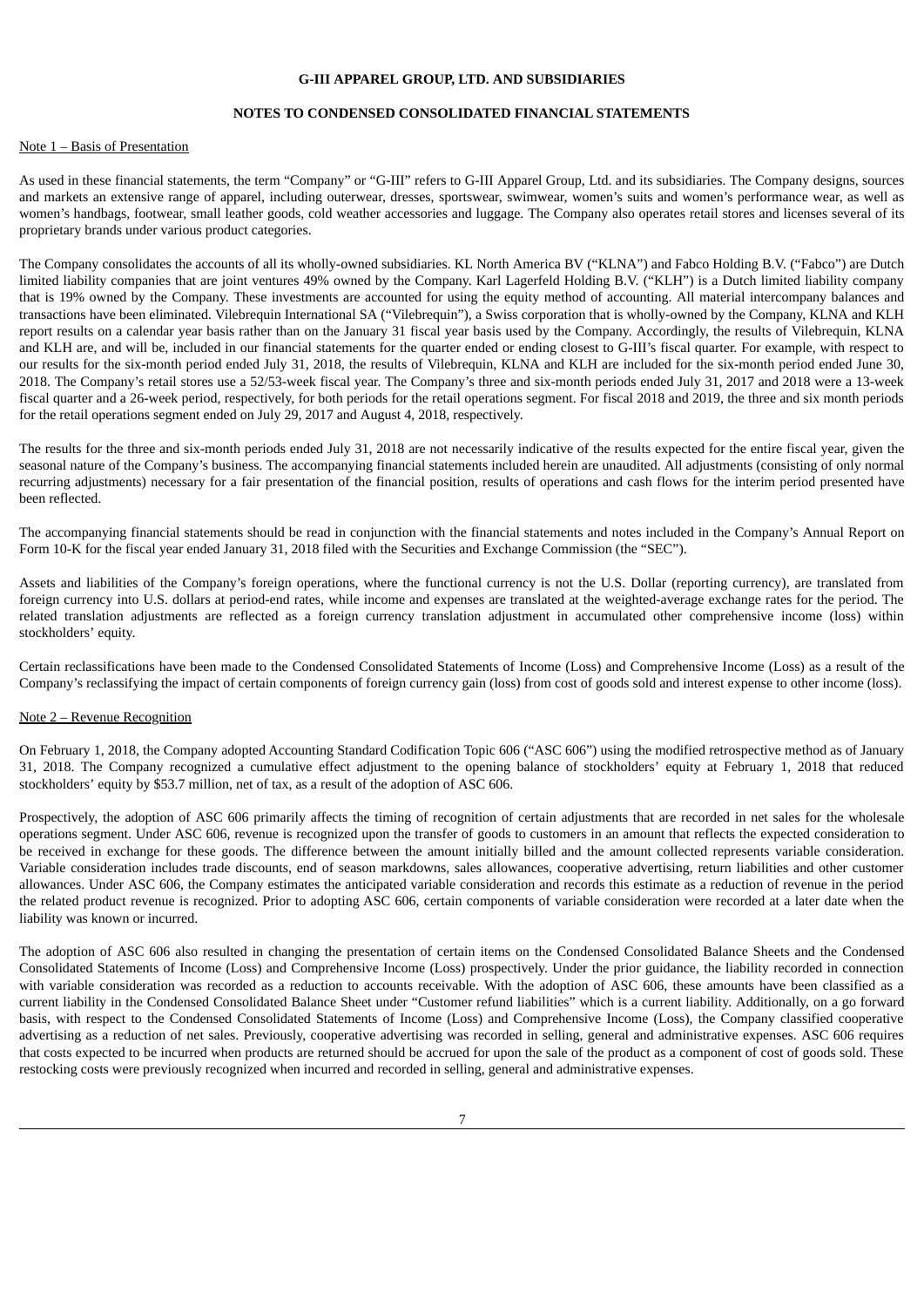**G-III APPAREL GROUP, LTD. AND SUBSIDIARIES**

**NOTES TO CONDENSED CONSOLIDATED FINANCIAL STATEMENTS**

Note 1 – Basis of Presentation

As used in these financial statements, the term "Company" or "G-III" refers to G-III Apparel Group, Ltd. and its subsidiaries. The Company designs, sources and markets an extensive range of apparel, including outerwear, dresses, sportswear, swimwear, women's suits and women's performance wear, as well as women's handbags, footwear, small leather goods, cold weather accessories and luggage. The Company also operates retail stores and licenses several of its proprietary brands under various product categories.

The Company consolidates the accounts of all its wholly-owned subsidiaries. KL North America BV ("KLNA") and Fabco Holding B.V. ("Fabco") are Dutch limited liability companies that are joint ventures 49% owned by the Company. Karl Lagerfeld Holding B.V. ("KLH") is a Dutch limited liability company that is 19% owned by the Company. These investments are accounted for using the equity method of accounting. All material intercompany balances and transactions have been eliminated. Vilebrequin International SA ("Vilebrequin"), a Swiss corporation that is wholly-owned by the Company, KLNA and KLH report results on a calendar year basis rather than on the January 31 fiscal year basis used by the Company. Accordingly, the results of Vilebrequin, KLNA and KLH are, and will be, included in our financial statements for the quarter ended or ending closest to G-III's fiscal quarter. For example, with respect to our results for the six-month period ended July 31, 2018, the results of Vilebrequin, KLNA and KLH are included for the six-month period ended June 30, 2018. The Company's retail stores use a 52/53-week fiscal year. The Company's three and six-month periods ended July 31, 2017 and 2018 were a 13-week fiscal quarter and a 26-week period, respectively, for both periods for the retail operations segment. For fiscal 2018 and 2019, the three and six month periods for the retail operations segment ended on July 29, 2017 and August 4, 2018, respectively.

The results for the three and six-month periods ended July 31, 2018 are not necessarily indicative of the results expected for the entire fiscal year, given the seasonal nature of the Company's business. The accompanying financial statements included herein are unaudited. All adjustments (consisting of only normal recurring adjustments) necessary for a fair presentation of the financial position, results of operations and cash flows for the interim period presented have been reflected.

The accompanying financial statements should be read in conjunction with the financial statements and notes included in the Company's Annual Report on Form 10-K for the fiscal year ended January 31, 2018 filed with the Securities and Exchange Commission (the "SEC").

Assets and liabilities of the Company's foreign operations, where the functional currency is not the U.S. Dollar (reporting currency), are translated from foreign currency into U.S. dollars at period-end rates, while income and expenses are translated at the weighted-average exchange rates for the period. The related translation adjustments are reflected as a foreign currency translation adjustment in accumulated other comprehensive income (loss) within stockholders' equity.

Certain reclassifications have been made to the Condensed Consolidated Statements of Income (Loss) and Comprehensive Income (Loss) as a result of the Company's reclassifying the impact of certain components of foreign currency gain (loss) from cost of goods sold and interest expense to other income (loss).

Note 2 – Revenue Recognition

On February 1, 2018, the Company adopted Accounting Standard Codification Topic 606 ("ASC 606") using the modified retrospective method as of January 31, 2018. The Company recognized a cumulative effect adjustment to the opening balance of stockholders' equity at February 1, 2018 that reduced stockholders' equity by $53.7 million, net of tax, as a result of the adoption of ASC 606.

Prospectively, the adoption of ASC 606 primarily affects the timing of recognition of certain adjustments that are recorded in net sales for the wholesale operations segment. Under ASC 606, revenue is recognized upon the transfer of goods to customers in an amount that reflects the expected consideration to be received in exchange for these goods. The difference between the amount initially billed and the amount collected represents variable consideration. Variable consideration includes trade discounts, end of season markdowns, sales allowances, cooperative advertising, return liabilities and other customer allowances. Under ASC 606, the Company estimates the anticipated variable consideration and records this estimate as a reduction of revenue in the period the related product revenue is recognized. Prior to adopting ASC 606, certain components of variable consideration were recorded at a later date when the liability was known or incurred.

The adoption of ASC 606 also resulted in changing the presentation of certain items on the Condensed Consolidated Balance Sheets and the Condensed Consolidated Statements of Income (Loss) and Comprehensive Income (Loss) prospectively. Under the prior guidance, the liability recorded in connection with variable consideration was recorded as a reduction to accounts receivable. With the adoption of ASC 606, these amounts have been classified as a current liability in the Condensed Consolidated Balance Sheet under "Customer refund liabilities" which is a current liability. Additionally, on a go forward basis, with respect to the Condensed Consolidated Statements of Income (Loss) and Comprehensive Income (Loss), the Company classified cooperative advertising as a reduction of net sales. Previously, cooperative advertising was recorded in selling, general and administrative expenses. ASC 606 requires that costs expected to be incurred when products are returned should be accrued for upon the sale of the product as a component of cost of goods sold. These restocking costs were previously recognized when incurred and recorded in selling, general and administrative expenses.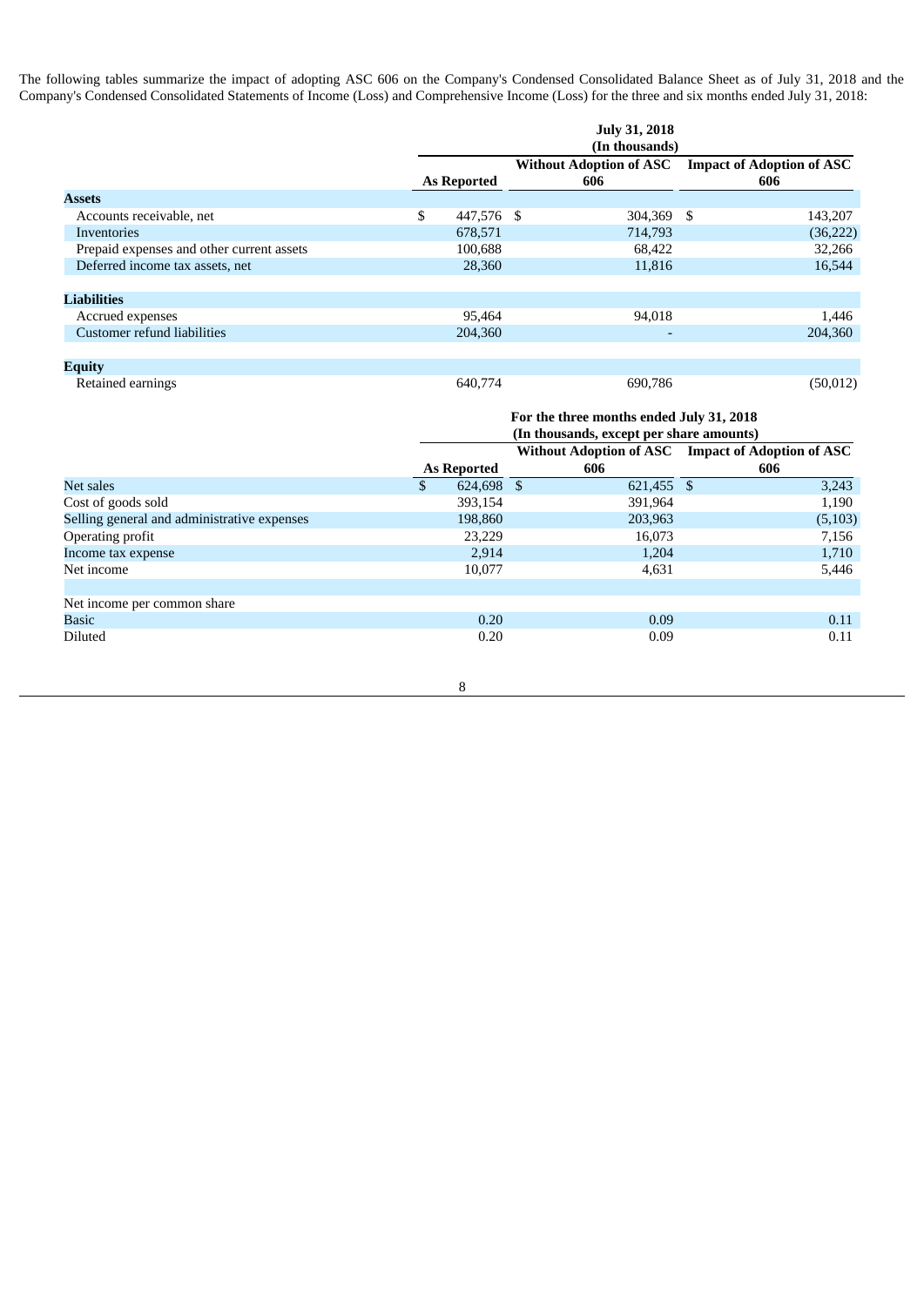The following tables summarize the impact of adopting ASC 606 on the Company's Condensed Consolidated Balance Sheet as of July 31, 2018 and the Company's Condensed Consolidated Statements of Income (Loss) and Comprehensive Income (Loss) for the three and six months ended July 31, 2018:

| | July 31, 2018 (In thousands) | | |
|---|---|---|---|
| | As Reported | Without Adoption of ASC 606 | Impact of Adoption of ASC 606 |
| **Assets** | | | |
| Accounts receivable, net | $ 447,576 | $ 304,369 | $ 143,207 |
| Inventories | 678,571 | 714,793 | (36,222) |
| Prepaid expenses and other current assets | 100,688 | 68,422 | 32,266 |
| Deferred income tax assets, net | 28,360 | 11,816 | 16,544 |
| **Liabilities** | | | |
| Accrued expenses | 95,464 | 94,018 | 1,446 |
| Customer refund liabilities | 204,360 | - | 204,360 |
| **Equity** | | | |
| Retained earnings | 640,774 | 690,786 | (50,012) |

| | For the three months ended July 31, 2018 (In thousands, except per share amounts) | | |
|---|---|---|---|
| | As Reported | Without Adoption of ASC 606 | Impact of Adoption of ASC 606 |
| Net sales | $ 624,698 | $ 621,455 | $ 3,243 |
| Cost of goods sold | 393,154 | 391,964 | 1,190 |
| Selling general and administrative expenses | 198,860 | 203,963 | (5,103) |
| Operating profit | 23,229 | 16,073 | 7,156 |
| Income tax expense | 2,914 | 1,204 | 1,710 |
| Net income | 10,077 | 4,631 | 5,446 |
| | | | |
| Net income per common share | | | |
| Basic | 0.20 | 0.09 | 0.11 |
| Diluted | 0.20 | 0.09 | 0.11 |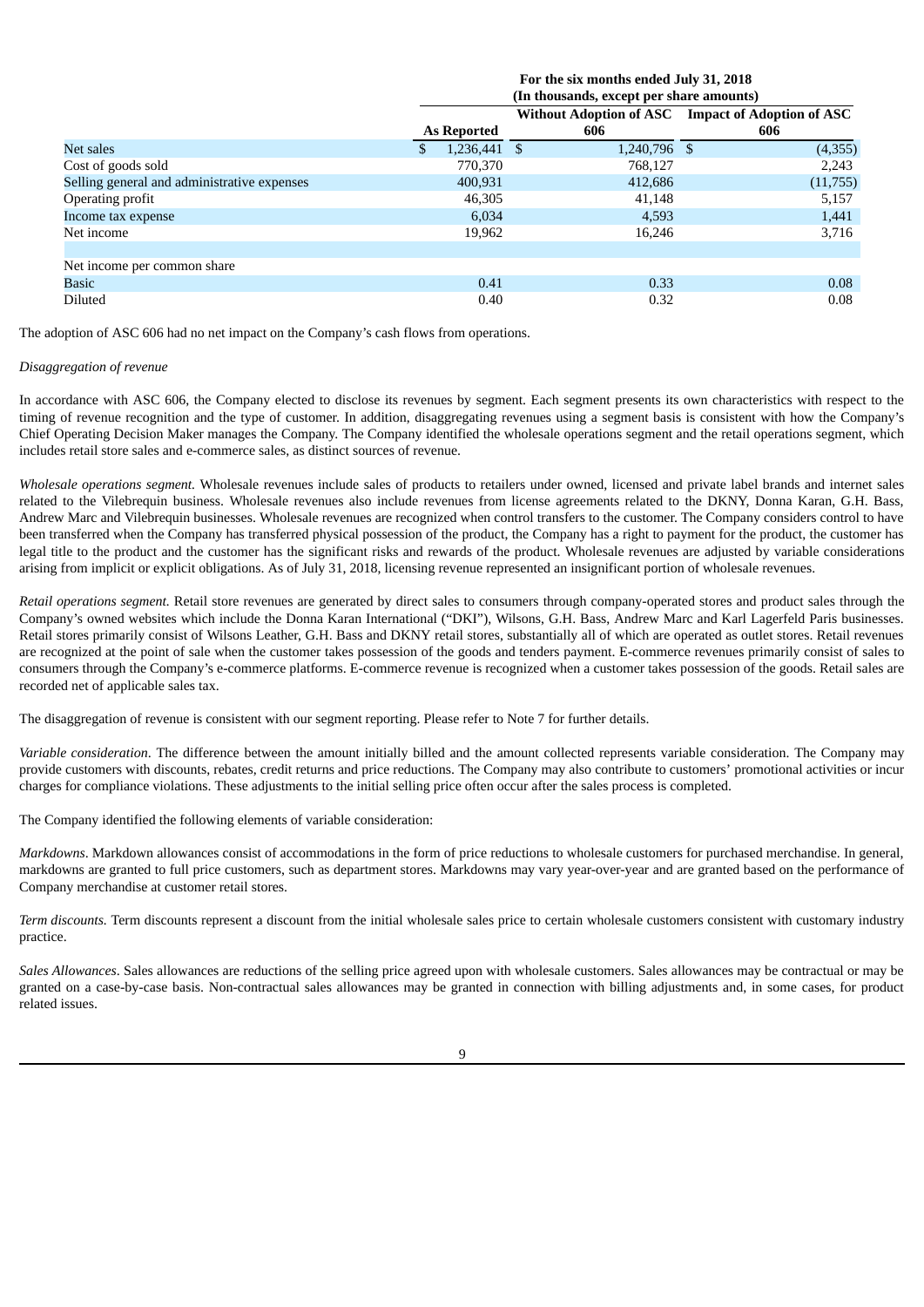| | For the six months ended July 31, 2018 (In thousands, except per share amounts) | | |
|---|---|---|---|
| | **As Reported** | **Without Adoption of ASC 606** | **Impact of Adoption of ASC 606** |
| Net sales | $ 1,236,441 | $ 1,240,796 | $ (4,355) |
| Cost of goods sold | 770,370 | 768,127 | 2,243 |
| Selling general and administrative expenses | 400,931 | 412,686 | (11,755) |
| Operating profit | 46,305 | 41,148 | 5,157 |
| Income tax expense | 6,034 | 4,593 | 1,441 |
| Net income | 19,962 | 16,246 | 3,716 |
| | | | |
| Net income per common share | | | |
| Basic | 0.41 | 0.33 | 0.08 |
| Diluted | 0.40 | 0.32 | 0.08 |

The adoption of ASC 606 had no net impact on the Company's cash flows from operations.

*Disaggregation of revenue*

In accordance with ASC 606, the Company elected to disclose its revenues by segment. Each segment presents its own characteristics with respect to the timing of revenue recognition and the type of customer. In addition, disaggregating revenues using a segment basis is consistent with how the Company's Chief Operating Decision Maker manages the Company. The Company identified the wholesale operations segment and the retail operations segment, which includes retail store sales and e-commerce sales, as distinct sources of revenue.

*Wholesale operations segment.* Wholesale revenues include sales of products to retailers under owned, licensed and private label brands and internet sales related to the Vilebrequin business. Wholesale revenues also include revenues from license agreements related to the DKNY, Donna Karan, G.H. Bass, Andrew Marc and Vilebrequin businesses. Wholesale revenues are recognized when control transfers to the customer. The Company considers control to have been transferred when the Company has transferred physical possession of the product, the Company has a right to payment for the product, the customer has legal title to the product and the customer has the significant risks and rewards of the product. Wholesale revenues are adjusted by variable considerations arising from implicit or explicit obligations. As of July 31, 2018, licensing revenue represented an insignificant portion of wholesale revenues.

*Retail operations segment.* Retail store revenues are generated by direct sales to consumers through company-operated stores and product sales through the Company's owned websites which include the Donna Karan International ("DKI"), Wilsons, G.H. Bass, Andrew Marc and Karl Lagerfeld Paris businesses. Retail stores primarily consist of Wilsons Leather, G.H. Bass and DKNY retail stores, substantially all of which are operated as outlet stores. Retail revenues are recognized at the point of sale when the customer takes possession of the goods and tenders payment. E-commerce revenues primarily consist of sales to consumers through the Company's e-commerce platforms. E-commerce revenue is recognized when a customer takes possession of the goods. Retail sales are recorded net of applicable sales tax.

The disaggregation of revenue is consistent with our segment reporting. Please refer to Note 7 for further details.

*Variable consideration*. The difference between the amount initially billed and the amount collected represents variable consideration. The Company may provide customers with discounts, rebates, credit returns and price reductions. The Company may also contribute to customers' promotional activities or incur charges for compliance violations. These adjustments to the initial selling price often occur after the sales process is completed.

The Company identified the following elements of variable consideration:

*Markdowns*. Markdown allowances consist of accommodations in the form of price reductions to wholesale customers for purchased merchandise. In general, markdowns are granted to full price customers, such as department stores. Markdowns may vary year-over-year and are granted based on the performance of Company merchandise at customer retail stores.

*Term discounts.* Term discounts represent a discount from the initial wholesale sales price to certain wholesale customers consistent with customary industry practice.

*Sales Allowances*. Sales allowances are reductions of the selling price agreed upon with wholesale customers. Sales allowances may be contractual or may be granted on a case-by-case basis. Non-contractual sales allowances may be granted in connection with billing adjustments and, in some cases, for product related issues.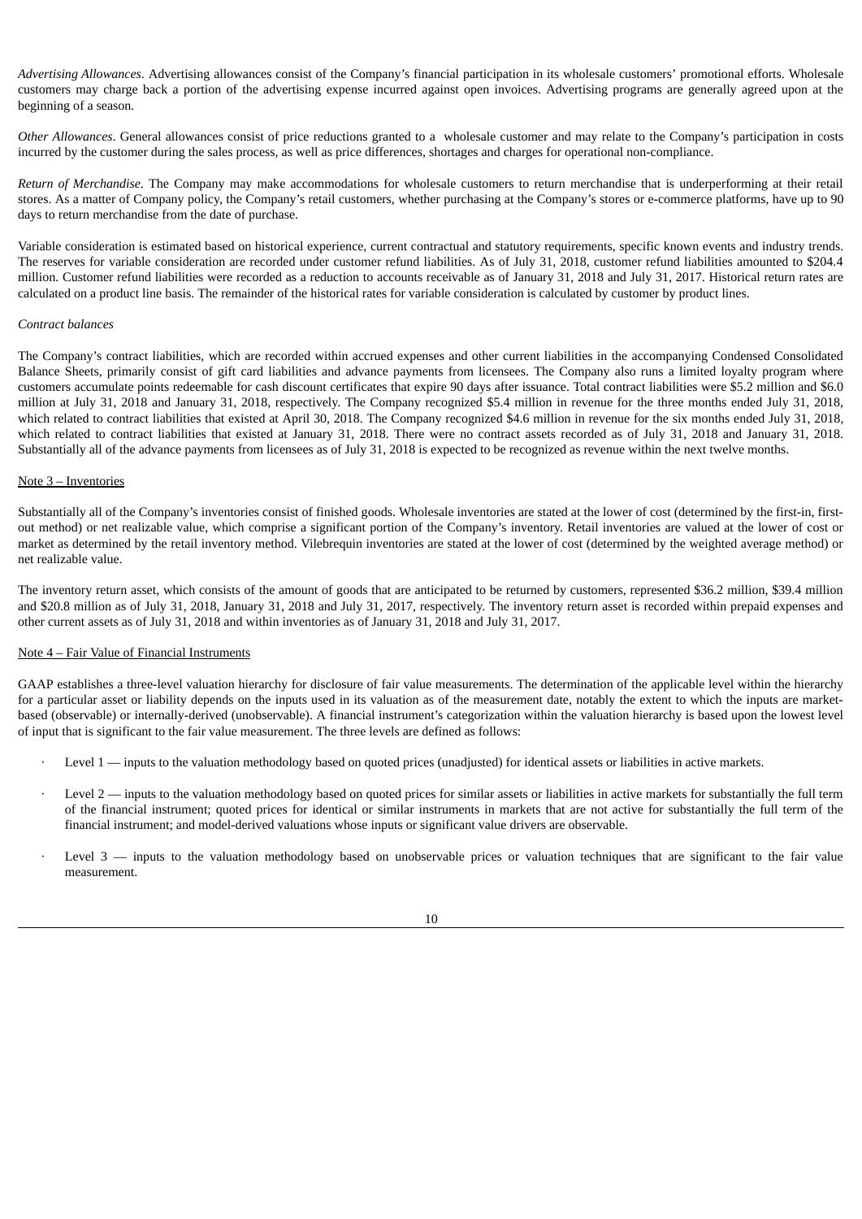*Advertising Allowances*. Advertising allowances consist of the Company's financial participation in its wholesale customers' promotional efforts. Wholesale customers may charge back a portion of the advertising expense incurred against open invoices. Advertising programs are generally agreed upon at the beginning of a season.

*Other Allowances*. General allowances consist of price reductions granted to a wholesale customer and may relate to the Company's participation in costs incurred by the customer during the sales process, as well as price differences, shortages and charges for operational non-compliance.

*Return of Merchandise.* The Company may make accommodations for wholesale customers to return merchandise that is underperforming at their retail stores. As a matter of Company policy, the Company's retail customers, whether purchasing at the Company's stores or e-commerce platforms, have up to 90 days to return merchandise from the date of purchase.

Variable consideration is estimated based on historical experience, current contractual and statutory requirements, specific known events and industry trends. The reserves for variable consideration are recorded under customer refund liabilities. As of July 31, 2018, customer refund liabilities amounted to $204.4 million. Customer refund liabilities were recorded as a reduction to accounts receivable as of January 31, 2018 and July 31, 2017. Historical return rates are calculated on a product line basis. The remainder of the historical rates for variable consideration is calculated by customer by product lines.

*Contract balances*

The Company's contract liabilities, which are recorded within accrued expenses and other current liabilities in the accompanying Condensed Consolidated Balance Sheets, primarily consist of gift card liabilities and advance payments from licensees. The Company also runs a limited loyalty program where customers accumulate points redeemable for cash discount certificates that expire 90 days after issuance. Total contract liabilities were $5.2 million and $6.0 million at July 31, 2018 and January 31, 2018, respectively. The Company recognized $5.4 million in revenue for the three months ended July 31, 2018, which related to contract liabilities that existed at April 30, 2018. The Company recognized $4.6 million in revenue for the six months ended July 31, 2018, which related to contract liabilities that existed at January 31, 2018. There were no contract assets recorded as of July 31, 2018 and January 31, 2018. Substantially all of the advance payments from licensees as of July 31, 2018 is expected to be recognized as revenue within the next twelve months.

## Note 3 – Inventories

Substantially all of the Company's inventories consist of finished goods. Wholesale inventories are stated at the lower of cost (determined by the first-in, first-out method) or net realizable value, which comprise a significant portion of the Company's inventory. Retail inventories are valued at the lower of cost or market as determined by the retail inventory method. Vilebrequin inventories are stated at the lower of cost (determined by the weighted average method) or net realizable value.

The inventory return asset, which consists of the amount of goods that are anticipated to be returned by customers, represented $36.2 million, $39.4 million and $20.8 million as of July 31, 2018, January 31, 2018 and July 31, 2017, respectively. The inventory return asset is recorded within prepaid expenses and other current assets as of July 31, 2018 and within inventories as of January 31, 2018 and July 31, 2017.

## Note 4 – Fair Value of Financial Instruments

GAAP establishes a three-level valuation hierarchy for disclosure of fair value measurements. The determination of the applicable level within the hierarchy for a particular asset or liability depends on the inputs used in its valuation as of the measurement date, notably the extent to which the inputs are market-based (observable) or internally-derived (unobservable). A financial instrument's categorization within the valuation hierarchy is based upon the lowest level of input that is significant to the fair value measurement. The three levels are defined as follows:

- Level 1 — inputs to the valuation methodology based on quoted prices (unadjusted) for identical assets or liabilities in active markets.
- Level 2 — inputs to the valuation methodology based on quoted prices for similar assets or liabilities in active markets for substantially the full term of the financial instrument; quoted prices for identical or similar instruments in markets that are not active for substantially the full term of the financial instrument; and model-derived valuations whose inputs or significant value drivers are observable.
- Level 3 — inputs to the valuation methodology based on unobservable prices or valuation techniques that are significant to the fair value measurement.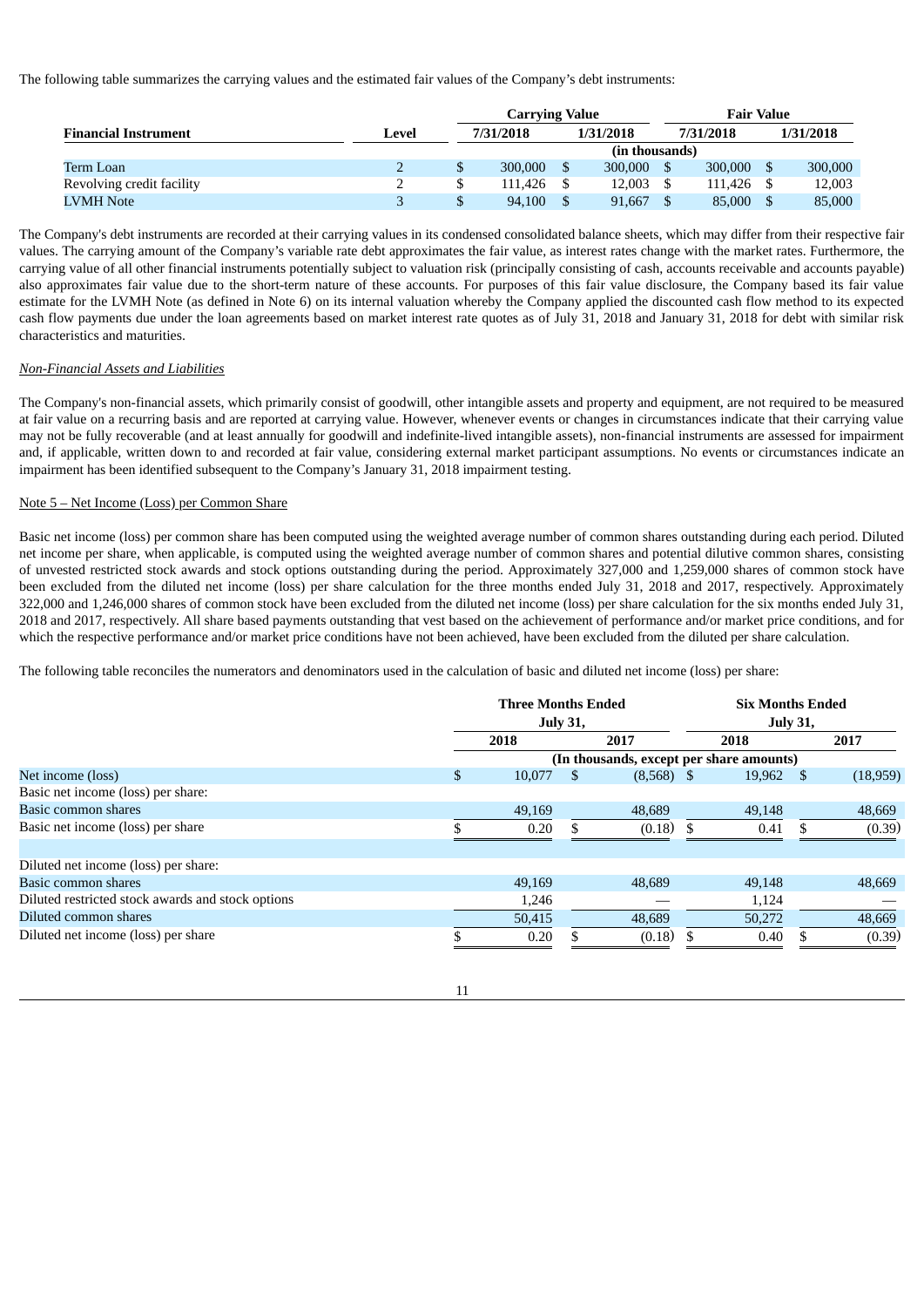The following table summarizes the carrying values and the estimated fair values of the Company's debt instruments:

| Financial Instrument | Level | Carrying Value | | Fair Value | |
|---|---|---|---|---|---|
| | | 7/31/2018 | 1/31/2018 | 7/31/2018 | 1/31/2018 |
| | | (in thousands) | | | |
| Term Loan | 2 | $ 300,000 | $ 300,000 | $ 300,000 | $ 300,000 |
| Revolving credit facility | 2 | $ 111,426 | $ 12,003 | $ 111,426 | $ 12,003 |
| LVMH Note | 3 | $ 94,100 | $ 91,667 | $ 85,000 | $ 85,000 |

The Company's debt instruments are recorded at their carrying values in its condensed consolidated balance sheets, which may differ from their respective fair values. The carrying amount of the Company's variable rate debt approximates the fair value, as interest rates change with the market rates. Furthermore, the carrying value of all other financial instruments potentially subject to valuation risk (principally consisting of cash, accounts receivable and accounts payable) also approximates fair value due to the short-term nature of these accounts. For purposes of this fair value disclosure, the Company based its fair value estimate for the LVMH Note (as defined in Note 6) on its internal valuation whereby the Company applied the discounted cash flow method to its expected cash flow payments due under the loan agreements based on market interest rate quotes as of July 31, 2018 and January 31, 2018 for debt with similar risk characteristics and maturities.

*Non-Financial Assets and Liabilities*

The Company's non-financial assets, which primarily consist of goodwill, other intangible assets and property and equipment, are not required to be measured at fair value on a recurring basis and are reported at carrying value. However, whenever events or changes in circumstances indicate that their carrying value may not be fully recoverable (and at least annually for goodwill and indefinite-lived intangible assets), non-financial instruments are assessed for impairment and, if applicable, written down to and recorded at fair value, considering external market participant assumptions. No events or circumstances indicate an impairment has been identified subsequent to the Company's January 31, 2018 impairment testing.

Note 5 – Net Income (Loss) per Common Share

Basic net income (loss) per common share has been computed using the weighted average number of common shares outstanding during each period. Diluted net income per share, when applicable, is computed using the weighted average number of common shares and potential dilutive common shares, consisting of unvested restricted stock awards and stock options outstanding during the period. Approximately 327,000 and 1,259,000 shares of common stock have been excluded from the diluted net income (loss) per share calculation for the three months ended July 31, 2018 and 2017, respectively. Approximately 322,000 and 1,246,000 shares of common stock have been excluded from the diluted net income (loss) per share calculation for the six months ended July 31, 2018 and 2017, respectively. All share based payments outstanding that vest based on the achievement of performance and/or market price conditions, and for which the respective performance and/or market price conditions have not been achieved, have been excluded from the diluted per share calculation.

The following table reconciles the numerators and denominators used in the calculation of basic and diluted net income (loss) per share:

| | Three Months Ended July 31, | | Six Months Ended July 31, | |
|---|---|---|---|---|
| | 2018 | 2017 | 2018 | 2017 |
| | (In thousands, except per share amounts) | | | |
| Net income (loss) | $ 10,077 | $ (8,568) | $ 19,962 | $ (18,959) |
| Basic net income (loss) per share: | | | | |
| Basic common shares | 49,169 | 48,689 | 49,148 | 48,669 |
| Basic net income (loss) per share | $ 0.20 | $ (0.18) | $ 0.41 | $ (0.39) |
| | | | | |
| Diluted net income (loss) per share: | | | | |
| Basic common shares | 49,169 | 48,689 | 49,148 | 48,669 |
| Diluted restricted stock awards and stock options | 1,246 | — | 1,124 | — |
| Diluted common shares | 50,415 | 48,689 | 50,272 | 48,669 |
| Diluted net income (loss) per share | $ 0.20 | $ (0.18) | $ 0.40 | $ (0.39) |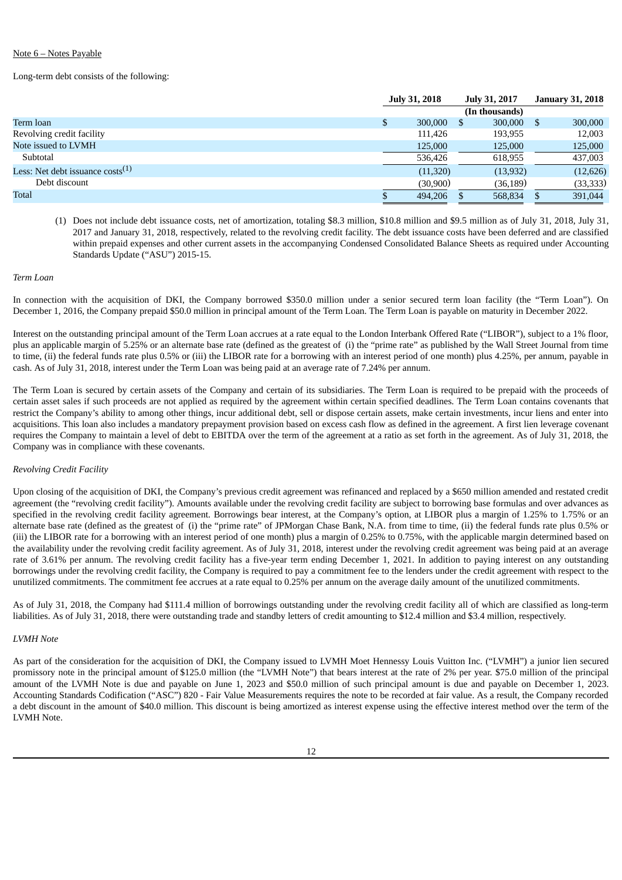Note 6 – Notes Payable

Long-term debt consists of the following:

| | July 31, 2018 | July 31, 2017 | January 31, 2018 |
|---|---|---|---|
| | | (In thousands) | |
| Term loan | $ 300,000 | $ 300,000 | $ 300,000 |
| Revolving credit facility | 111,426 | 193,955 | 12,003 |
| Note issued to LVMH | 125,000 | 125,000 | 125,000 |
| Subtotal | 536,426 | 618,955 | 437,003 |
| Less: Net debt issuance costs(1) | (11,320) | (13,932) | (12,626) |
| Debt discount | (30,900) | (36,189) | (33,333) |
| Total | $ 494,206 | $ 568,834 | $ 391,044 |

(1) Does not include debt issuance costs, net of amortization, totaling $8.3 million, $10.8 million and $9.5 million as of July 31, 2018, July 31, 2017 and January 31, 2018, respectively, related to the revolving credit facility. The debt issuance costs have been deferred and are classified within prepaid expenses and other current assets in the accompanying Condensed Consolidated Balance Sheets as required under Accounting Standards Update ("ASU") 2015-15.

*Term Loan*

In connection with the acquisition of DKI, the Company borrowed $350.0 million under a senior secured term loan facility (the "Term Loan"). On December 1, 2016, the Company prepaid $50.0 million in principal amount of the Term Loan. The Term Loan is payable on maturity in December 2022.

Interest on the outstanding principal amount of the Term Loan accrues at a rate equal to the London Interbank Offered Rate ("LIBOR"), subject to a 1% floor, plus an applicable margin of 5.25% or an alternate base rate (defined as the greatest of (i) the "prime rate" as published by the Wall Street Journal from time to time, (ii) the federal funds rate plus 0.5% or (iii) the LIBOR rate for a borrowing with an interest period of one month) plus 4.25%, per annum, payable in cash. As of July 31, 2018, interest under the Term Loan was being paid at an average rate of 7.24% per annum.

The Term Loan is secured by certain assets of the Company and certain of its subsidiaries. The Term Loan is required to be prepaid with the proceeds of certain asset sales if such proceeds are not applied as required by the agreement within certain specified deadlines. The Term Loan contains covenants that restrict the Company's ability to among other things, incur additional debt, sell or dispose certain assets, make certain investments, incur liens and enter into acquisitions. This loan also includes a mandatory prepayment provision based on excess cash flow as defined in the agreement. A first lien leverage covenant requires the Company to maintain a level of debt to EBITDA over the term of the agreement at a ratio as set forth in the agreement. As of July 31, 2018, the Company was in compliance with these covenants.

*Revolving Credit Facility*

Upon closing of the acquisition of DKI, the Company's previous credit agreement was refinanced and replaced by a $650 million amended and restated credit agreement (the "revolving credit facility"). Amounts available under the revolving credit facility are subject to borrowing base formulas and over advances as specified in the revolving credit facility agreement. Borrowings bear interest, at the Company's option, at LIBOR plus a margin of 1.25% to 1.75% or an alternate base rate (defined as the greatest of (i) the "prime rate" of JPMorgan Chase Bank, N.A. from time to time, (ii) the federal funds rate plus 0.5% or (iii) the LIBOR rate for a borrowing with an interest period of one month) plus a margin of 0.25% to 0.75%, with the applicable margin determined based on the availability under the revolving credit facility agreement. As of July 31, 2018, interest under the revolving credit agreement was being paid at an average rate of 3.61% per annum. The revolving credit facility has a five-year term ending December 1, 2021. In addition to paying interest on any outstanding borrowings under the revolving credit facility, the Company is required to pay a commitment fee to the lenders under the credit agreement with respect to the unutilized commitments. The commitment fee accrues at a rate equal to 0.25% per annum on the average daily amount of the unutilized commitments.

As of July 31, 2018, the Company had $111.4 million of borrowings outstanding under the revolving credit facility all of which are classified as long-term liabilities. As of July 31, 2018, there were outstanding trade and standby letters of credit amounting to $12.4 million and $3.4 million, respectively.

*LVMH Note*

As part of the consideration for the acquisition of DKI, the Company issued to LVMH Moet Hennessy Louis Vuitton Inc. ("LVMH") a junior lien secured promissory note in the principal amount of $125.0 million (the "LVMH Note") that bears interest at the rate of 2% per year. $75.0 million of the principal amount of the LVMH Note is due and payable on June 1, 2023 and $50.0 million of such principal amount is due and payable on December 1, 2023. Accounting Standards Codification ("ASC") 820 - Fair Value Measurements requires the note to be recorded at fair value. As a result, the Company recorded a debt discount in the amount of $40.0 million. This discount is being amortized as interest expense using the effective interest method over the term of the LVMH Note.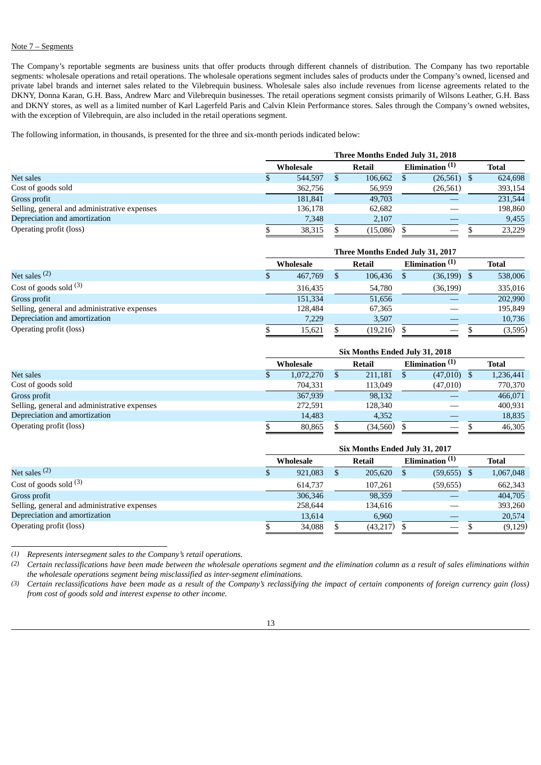Note 7 – Segments

The Company's reportable segments are business units that offer products through different channels of distribution. The Company has two reportable segments: wholesale operations and retail operations. The wholesale operations segment includes sales of products under the Company's owned, licensed and private label brands and internet sales related to the Vilebrequin business. Wholesale sales also include revenues from license agreements related to the DKNY, Donna Karan, G.H. Bass, Andrew Marc and Vilebrequin businesses. The retail operations segment consists primarily of Wilsons Leather, G.H. Bass and DKNY stores, as well as a limited number of Karl Lagerfeld Paris and Calvin Klein Performance stores. Sales through the Company's owned websites, with the exception of Vilebrequin, are also included in the retail operations segment.

The following information, in thousands, is presented for the three and six-month periods indicated below:

| | Three Months Ended July 31, 2018 | | | |
|---|---|---|---|---|
| | Wholesale | Retail | Elimination [(1)] | Total |
| Net sales | $ 544,597 | $ 106,662 | $ (26,561) | $ 624,698 |
| Cost of goods sold | 362,756 | 56,959 | (26,561) | 393,154 |
| Gross profit | 181,841 | 49,703 | — | 231,544 |
| Selling, general and administrative expenses | 136,178 | 62,682 | — | 198,860 |
| Depreciation and amortization | 7,348 | 2,107 | — | 9,455 |
| Operating profit (loss) | $ 38,315 | $ (15,086) | $ — | $ 23,229 |

| | Three Months Ended July 31, 2017 | | | |
|---|---|---|---|---|
| | Wholesale | Retail | Elimination [(1)] | Total |
| Net sales [(2)] | $ 467,769 | $ 106,436 | $ (36,199) | $ 538,006 |
| Cost of goods sold [(3)] | 316,435 | 54,780 | (36,199) | 335,016 |
| Gross profit | 151,334 | 51,656 | — | 202,990 |
| Selling, general and administrative expenses | 128,484 | 67,365 | — | 195,849 |
| Depreciation and amortization | 7,229 | 3,507 | — | 10,736 |
| Operating profit (loss) | $ 15,621 | $ (19,216) | $ — | $ (3,595) |

| | Six Months Ended July 31, 2018 | | | |
|---|---|---|---|---|
| | Wholesale | Retail | Elimination [(1)] | Total |
| Net sales | $ 1,072,270 | $ 211,181 | $ (47,010) | $ 1,236,441 |
| Cost of goods sold | 704,331 | 113,049 | (47,010) | 770,370 |
| Gross profit | 367,939 | 98,132 | — | 466,071 |
| Selling, general and administrative expenses | 272,591 | 128,340 | — | 400,931 |
| Depreciation and amortization | 14,483 | 4,352 | — | 18,835 |
| Operating profit (loss) | $ 80,865 | $ (34,560) | $ — | $ 46,305 |

| | Six Months Ended July 31, 2017 | | | |
|---|---|---|---|---|
| | Wholesale | Retail | Elimination [(1)] | Total |
| Net sales [(2)] | $ 921,083 | $ 205,620 | $ (59,655) | $ 1,067,048 |
| Cost of goods sold [(3)] | 614,737 | 107,261 | (59,655) | 662,343 |
| Gross profit | 306,346 | 98,359 | — | 404,705 |
| Selling, general and administrative expenses | 258,644 | 134,616 | — | 393,260 |
| Depreciation and amortization | 13,614 | 6,960 | — | 20,574 |
| Operating profit (loss) | $ 34,088 | $ (43,217) | $ — | $ (9,129) |

(1) *Represents intersegment sales to the Company's retail operations.*

(2) *Certain reclassifications have been made between the wholesale operations segment and the elimination column as a result of sales eliminations within the wholesale operations segment being misclassified as inter-segment eliminations.*

(3) *Certain reclassifications have been made as a result of the Company's reclassifying the impact of certain components of foreign currency gain (loss) from cost of goods sold and interest expense to other income.*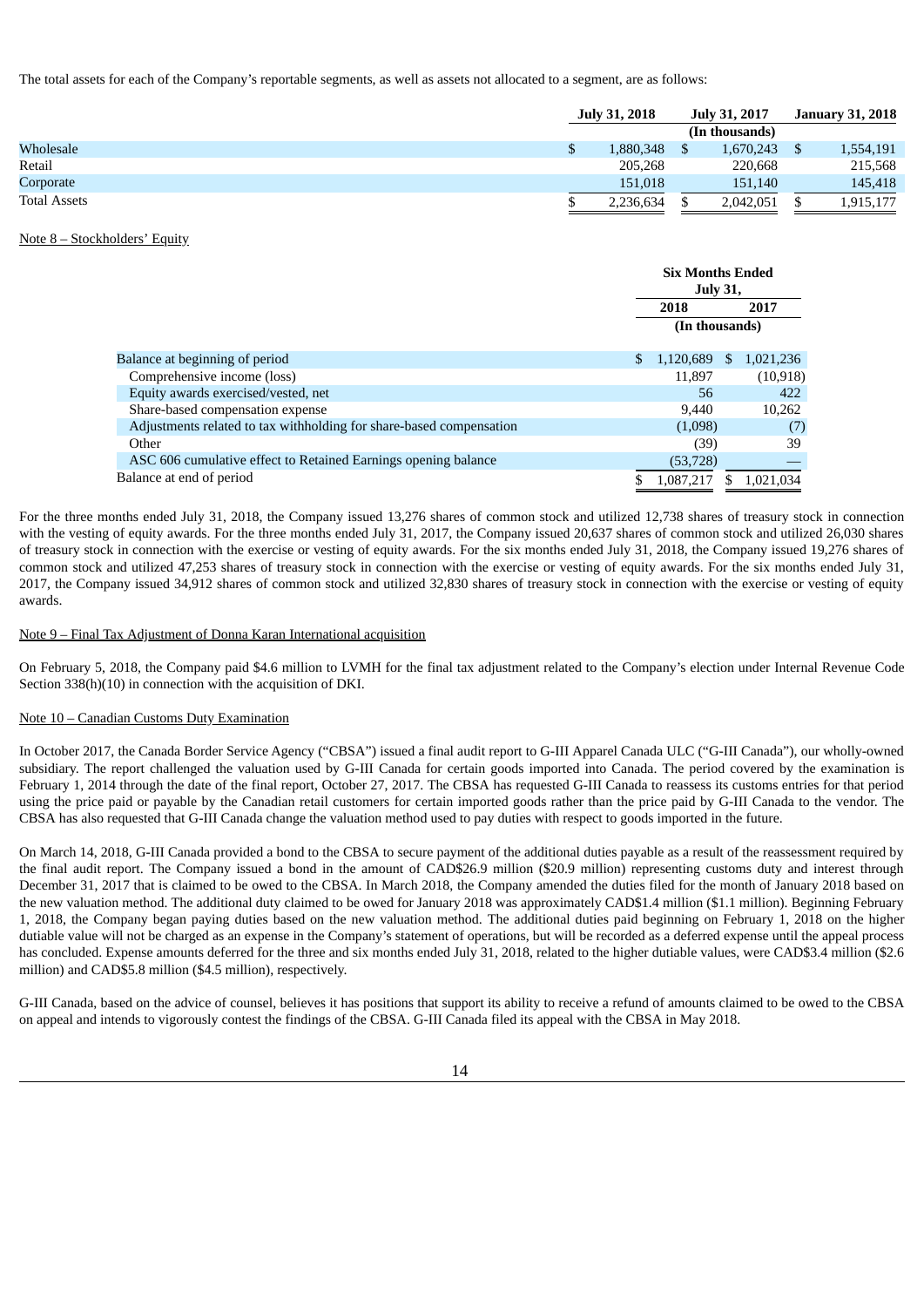The total assets for each of the Company's reportable segments, as well as assets not allocated to a segment, are as follows:

| | July 31, 2018 | July 31, 2017 | January 31, 2018 |
|---|---|---|---|
| | | (In thousands) | |
| Wholesale | $ 1,880,348 | $ 1,670,243 | $ 1,554,191 |
| Retail | 205,268 | 220,668 | 215,568 |
| Corporate | 151,018 | 151,140 | 145,418 |
| Total Assets | $ 2,236,634 | $ 2,042,051 | $ 1,915,177 |

Note 8 – Stockholders' Equity

| | Six Months Ended July 31, | |
|---|---|---|
| | 2018 | 2017 |
| | (In thousands) | |
| Balance at beginning of period | $ 1,120,689 | $ 1,021,236 |
| Comprehensive income (loss) | 11,897 | (10,918) |
| Equity awards exercised/vested, net | 56 | 422 |
| Share-based compensation expense | 9,440 | 10,262 |
| Adjustments related to tax withholding for share-based compensation | (1,098) | (7) |
| Other | (39) | 39 |
| ASC 606 cumulative effect to Retained Earnings opening balance | (53,728) | — |
| Balance at end of period | $ 1,087,217 | $ 1,021,034 |

For the three months ended July 31, 2018, the Company issued 13,276 shares of common stock and utilized 12,738 shares of treasury stock in connection with the vesting of equity awards. For the three months ended July 31, 2017, the Company issued 20,637 shares of common stock and utilized 26,030 shares of treasury stock in connection with the exercise or vesting of equity awards. For the six months ended July 31, 2018, the Company issued 19,276 shares of common stock and utilized 47,253 shares of treasury stock in connection with the exercise or vesting of equity awards. For the six months ended July 31, 2017, the Company issued 34,912 shares of common stock and utilized 32,830 shares of treasury stock in connection with the exercise or vesting of equity awards.

Note 9 – Final Tax Adjustment of Donna Karan International acquisition

On February 5, 2018, the Company paid $4.6 million to LVMH for the final tax adjustment related to the Company's election under Internal Revenue Code Section 338(h)(10) in connection with the acquisition of DKI.

Note 10 – Canadian Customs Duty Examination

In October 2017, the Canada Border Service Agency ("CBSA") issued a final audit report to G-III Apparel Canada ULC ("G-III Canada"), our wholly-owned subsidiary. The report challenged the valuation used by G-III Canada for certain goods imported into Canada. The period covered by the examination is February 1, 2014 through the date of the final report, October 27, 2017. The CBSA has requested G-III Canada to reassess its customs entries for that period using the price paid or payable by the Canadian retail customers for certain imported goods rather than the price paid by G-III Canada to the vendor. The CBSA has also requested that G-III Canada change the valuation method used to pay duties with respect to goods imported in the future.

On March 14, 2018, G-III Canada provided a bond to the CBSA to secure payment of the additional duties payable as a result of the reassessment required by the final audit report. The Company issued a bond in the amount of CAD$26.9 million ($20.9 million) representing customs duty and interest through December 31, 2017 that is claimed to be owed to the CBSA. In March 2018, the Company amended the duties filed for the month of January 2018 based on the new valuation method. The additional duty claimed to be owed for January 2018 was approximately CAD$1.4 million ($1.1 million). Beginning February 1, 2018, the Company began paying duties based on the new valuation method. The additional duties paid beginning on February 1, 2018 on the higher dutiable value will not be charged as an expense in the Company's statement of operations, but will be recorded as a deferred expense until the appeal process has concluded. Expense amounts deferred for the three and six months ended July 31, 2018, related to the higher dutiable values, were CAD$3.4 million ($2.6 million) and CAD$5.8 million ($4.5 million), respectively.

G-III Canada, based on the advice of counsel, believes it has positions that support its ability to receive a refund of amounts claimed to be owed to the CBSA on appeal and intends to vigorously contest the findings of the CBSA. G-III Canada filed its appeal with the CBSA in May 2018.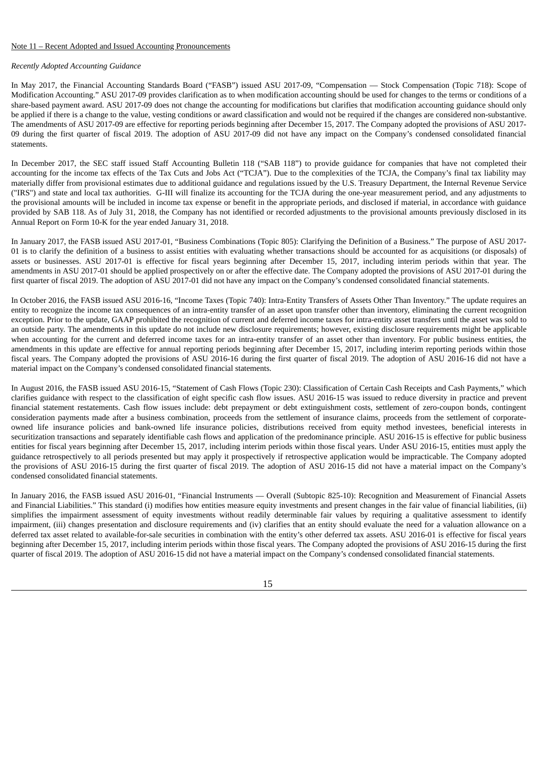Note 11 – Recent Adopted and Issued Accounting Pronouncements

*Recently Adopted Accounting Guidance*

In May 2017, the Financial Accounting Standards Board ("FASB") issued ASU 2017-09, "Compensation — Stock Compensation (Topic 718): Scope of Modification Accounting." ASU 2017-09 provides clarification as to when modification accounting should be used for changes to the terms or conditions of a share-based payment award. ASU 2017-09 does not change the accounting for modifications but clarifies that modification accounting guidance should only be applied if there is a change to the value, vesting conditions or award classification and would not be required if the changes are considered non-substantive. The amendments of ASU 2017-09 are effective for reporting periods beginning after December 15, 2017. The Company adopted the provisions of ASU 2017-09 during the first quarter of fiscal 2019. The adoption of ASU 2017-09 did not have any impact on the Company's condensed consolidated financial statements.

In December 2017, the SEC staff issued Staff Accounting Bulletin 118 ("SAB 118") to provide guidance for companies that have not completed their accounting for the income tax effects of the Tax Cuts and Jobs Act ("TCJA"). Due to the complexities of the TCJA, the Company's final tax liability may materially differ from provisional estimates due to additional guidance and regulations issued by the U.S. Treasury Department, the Internal Revenue Service ("IRS") and state and local tax authorities. G-III will finalize its accounting for the TCJA during the one-year measurement period, and any adjustments to the provisional amounts will be included in income tax expense or benefit in the appropriate periods, and disclosed if material, in accordance with guidance provided by SAB 118. As of July 31, 2018, the Company has not identified or recorded adjustments to the provisional amounts previously disclosed in its Annual Report on Form 10-K for the year ended January 31, 2018.

In January 2017, the FASB issued ASU 2017-01, "Business Combinations (Topic 805): Clarifying the Definition of a Business." The purpose of ASU 2017-01 is to clarify the definition of a business to assist entities with evaluating whether transactions should be accounted for as acquisitions (or disposals) of assets or businesses. ASU 2017-01 is effective for fiscal years beginning after December 15, 2017, including interim periods within that year. The amendments in ASU 2017-01 should be applied prospectively on or after the effective date. The Company adopted the provisions of ASU 2017-01 during the first quarter of fiscal 2019. The adoption of ASU 2017-01 did not have any impact on the Company's condensed consolidated financial statements.

In October 2016, the FASB issued ASU 2016-16, "Income Taxes (Topic 740): Intra-Entity Transfers of Assets Other Than Inventory." The update requires an entity to recognize the income tax consequences of an intra-entity transfer of an asset upon transfer other than inventory, eliminating the current recognition exception. Prior to the update, GAAP prohibited the recognition of current and deferred income taxes for intra-entity asset transfers until the asset was sold to an outside party. The amendments in this update do not include new disclosure requirements; however, existing disclosure requirements might be applicable when accounting for the current and deferred income taxes for an intra-entity transfer of an asset other than inventory. For public business entities, the amendments in this update are effective for annual reporting periods beginning after December 15, 2017, including interim reporting periods within those fiscal years. The Company adopted the provisions of ASU 2016-16 during the first quarter of fiscal 2019. The adoption of ASU 2016-16 did not have a material impact on the Company's condensed consolidated financial statements.

In August 2016, the FASB issued ASU 2016-15, "Statement of Cash Flows (Topic 230): Classification of Certain Cash Receipts and Cash Payments," which clarifies guidance with respect to the classification of eight specific cash flow issues. ASU 2016-15 was issued to reduce diversity in practice and prevent financial statement restatements. Cash flow issues include: debt prepayment or debt extinguishment costs, settlement of zero-coupon bonds, contingent consideration payments made after a business combination, proceeds from the settlement of insurance claims, proceeds from the settlement of corporate-owned life insurance policies and bank-owned life insurance policies, distributions received from equity method investees, beneficial interests in securitization transactions and separately identifiable cash flows and application of the predominance principle. ASU 2016-15 is effective for public business entities for fiscal years beginning after December 15, 2017, including interim periods within those fiscal years. Under ASU 2016-15, entities must apply the guidance retrospectively to all periods presented but may apply it prospectively if retrospective application would be impracticable. The Company adopted the provisions of ASU 2016-15 during the first quarter of fiscal 2019. The adoption of ASU 2016-15 did not have a material impact on the Company's condensed consolidated financial statements.

In January 2016, the FASB issued ASU 2016-01, "Financial Instruments — Overall (Subtopic 825-10): Recognition and Measurement of Financial Assets and Financial Liabilities." This standard (i) modifies how entities measure equity investments and present changes in the fair value of financial liabilities, (ii) simplifies the impairment assessment of equity investments without readily determinable fair values by requiring a qualitative assessment to identify impairment, (iii) changes presentation and disclosure requirements and (iv) clarifies that an entity should evaluate the need for a valuation allowance on a deferred tax asset related to available-for-sale securities in combination with the entity's other deferred tax assets. ASU 2016-01 is effective for fiscal years beginning after December 15, 2017, including interim periods within those fiscal years. The Company adopted the provisions of ASU 2016-15 during the first quarter of fiscal 2019. The adoption of ASU 2016-15 did not have a material impact on the Company's condensed consolidated financial statements.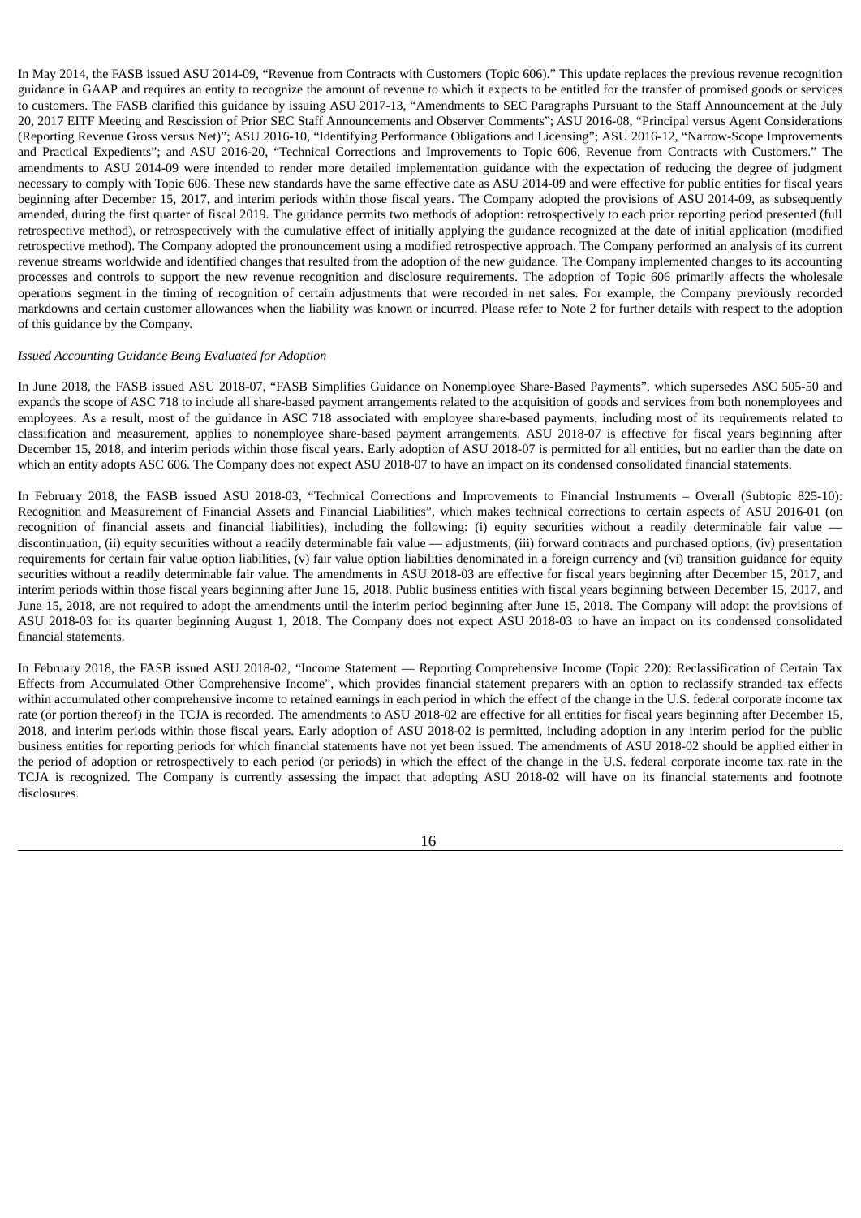In May 2014, the FASB issued ASU 2014-09, "Revenue from Contracts with Customers (Topic 606)." This update replaces the previous revenue recognition guidance in GAAP and requires an entity to recognize the amount of revenue to which it expects to be entitled for the transfer of promised goods or services to customers. The FASB clarified this guidance by issuing ASU 2017-13, "Amendments to SEC Paragraphs Pursuant to the Staff Announcement at the July 20, 2017 EITF Meeting and Rescission of Prior SEC Staff Announcements and Observer Comments"; ASU 2016-08, "Principal versus Agent Considerations (Reporting Revenue Gross versus Net)"; ASU 2016-10, "Identifying Performance Obligations and Licensing"; ASU 2016-12, "Narrow-Scope Improvements and Practical Expedients"; and ASU 2016-20, "Technical Corrections and Improvements to Topic 606, Revenue from Contracts with Customers." The amendments to ASU 2014-09 were intended to render more detailed implementation guidance with the expectation of reducing the degree of judgment necessary to comply with Topic 606. These new standards have the same effective date as ASU 2014-09 and were effective for public entities for fiscal years beginning after December 15, 2017, and interim periods within those fiscal years. The Company adopted the provisions of ASU 2014-09, as subsequently amended, during the first quarter of fiscal 2019. The guidance permits two methods of adoption: retrospectively to each prior reporting period presented (full retrospective method), or retrospectively with the cumulative effect of initially applying the guidance recognized at the date of initial application (modified retrospective method). The Company adopted the pronouncement using a modified retrospective approach. The Company performed an analysis of its current revenue streams worldwide and identified changes that resulted from the adoption of the new guidance. The Company implemented changes to its accounting processes and controls to support the new revenue recognition and disclosure requirements. The adoption of Topic 606 primarily affects the wholesale operations segment in the timing of recognition of certain adjustments that were recorded in net sales. For example, the Company previously recorded markdowns and certain customer allowances when the liability was known or incurred. Please refer to Note 2 for further details with respect to the adoption of this guidance by the Company.

*Issued Accounting Guidance Being Evaluated for Adoption*

In June 2018, the FASB issued ASU 2018-07, "FASB Simplifies Guidance on Nonemployee Share-Based Payments", which supersedes ASC 505-50 and expands the scope of ASC 718 to include all share-based payment arrangements related to the acquisition of goods and services from both nonemployees and employees. As a result, most of the guidance in ASC 718 associated with employee share-based payments, including most of its requirements related to classification and measurement, applies to nonemployee share-based payment arrangements. ASU 2018-07 is effective for fiscal years beginning after December 15, 2018, and interim periods within those fiscal years. Early adoption of ASU 2018-07 is permitted for all entities, but no earlier than the date on which an entity adopts ASC 606. The Company does not expect ASU 2018-07 to have an impact on its condensed consolidated financial statements.

In February 2018, the FASB issued ASU 2018-03, "Technical Corrections and Improvements to Financial Instruments – Overall (Subtopic 825-10): Recognition and Measurement of Financial Assets and Financial Liabilities", which makes technical corrections to certain aspects of ASU 2016-01 (on recognition of financial assets and financial liabilities), including the following: (i) equity securities without a readily determinable fair value — discontinuation, (ii) equity securities without a readily determinable fair value — adjustments, (iii) forward contracts and purchased options, (iv) presentation requirements for certain fair value option liabilities, (v) fair value option liabilities denominated in a foreign currency and (vi) transition guidance for equity securities without a readily determinable fair value. The amendments in ASU 2018-03 are effective for fiscal years beginning after December 15, 2017, and interim periods within those fiscal years beginning after June 15, 2018. Public business entities with fiscal years beginning between December 15, 2017, and June 15, 2018, are not required to adopt the amendments until the interim period beginning after June 15, 2018. The Company will adopt the provisions of ASU 2018-03 for its quarter beginning August 1, 2018. The Company does not expect ASU 2018-03 to have an impact on its condensed consolidated financial statements.

In February 2018, the FASB issued ASU 2018-02, "Income Statement — Reporting Comprehensive Income (Topic 220): Reclassification of Certain Tax Effects from Accumulated Other Comprehensive Income", which provides financial statement preparers with an option to reclassify stranded tax effects within accumulated other comprehensive income to retained earnings in each period in which the effect of the change in the U.S. federal corporate income tax rate (or portion thereof) in the TCJA is recorded. The amendments to ASU 2018-02 are effective for all entities for fiscal years beginning after December 15, 2018, and interim periods within those fiscal years. Early adoption of ASU 2018-02 is permitted, including adoption in any interim period for the public business entities for reporting periods for which financial statements have not yet been issued. The amendments of ASU 2018-02 should be applied either in the period of adoption or retrospectively to each period (or periods) in which the effect of the change in the U.S. federal corporate income tax rate in the TCJA is recognized. The Company is currently assessing the impact that adopting ASU 2018-02 will have on its financial statements and footnote disclosures.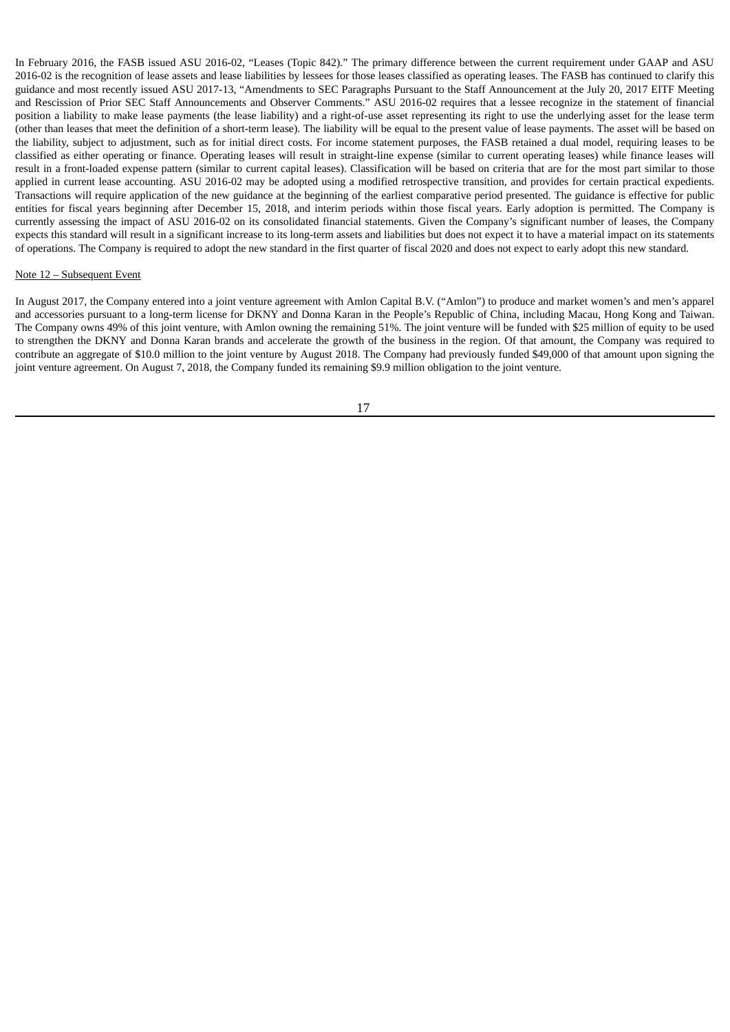In February 2016, the FASB issued ASU 2016-02, "Leases (Topic 842)." The primary difference between the current requirement under GAAP and ASU 2016-02 is the recognition of lease assets and lease liabilities by lessees for those leases classified as operating leases. The FASB has continued to clarify this guidance and most recently issued ASU 2017-13, "Amendments to SEC Paragraphs Pursuant to the Staff Announcement at the July 20, 2017 EITF Meeting and Rescission of Prior SEC Staff Announcements and Observer Comments." ASU 2016-02 requires that a lessee recognize in the statement of financial position a liability to make lease payments (the lease liability) and a right-of-use asset representing its right to use the underlying asset for the lease term (other than leases that meet the definition of a short-term lease). The liability will be equal to the present value of lease payments. The asset will be based on the liability, subject to adjustment, such as for initial direct costs. For income statement purposes, the FASB retained a dual model, requiring leases to be classified as either operating or finance. Operating leases will result in straight-line expense (similar to current operating leases) while finance leases will result in a front-loaded expense pattern (similar to current capital leases). Classification will be based on criteria that are for the most part similar to those applied in current lease accounting. ASU 2016-02 may be adopted using a modified retrospective transition, and provides for certain practical expedients. Transactions will require application of the new guidance at the beginning of the earliest comparative period presented. The guidance is effective for public entities for fiscal years beginning after December 15, 2018, and interim periods within those fiscal years. Early adoption is permitted. The Company is currently assessing the impact of ASU 2016-02 on its consolidated financial statements. Given the Company's significant number of leases, the Company expects this standard will result in a significant increase to its long-term assets and liabilities but does not expect it to have a material impact on its statements of operations. The Company is required to adopt the new standard in the first quarter of fiscal 2020 and does not expect to early adopt this new standard.

Note 12 – Subsequent Event

In August 2017, the Company entered into a joint venture agreement with Amlon Capital B.V. ("Amlon") to produce and market women's and men's apparel and accessories pursuant to a long-term license for DKNY and Donna Karan in the People's Republic of China, including Macau, Hong Kong and Taiwan. The Company owns 49% of this joint venture, with Amlon owning the remaining 51%. The joint venture will be funded with $25 million of equity to be used to strengthen the DKNY and Donna Karan brands and accelerate the growth of the business in the region. Of that amount, the Company was required to contribute an aggregate of $10.0 million to the joint venture by August 2018. The Company had previously funded $49,000 of that amount upon signing the joint venture agreement. On August 7, 2018, the Company funded its remaining $9.9 million obligation to the joint venture.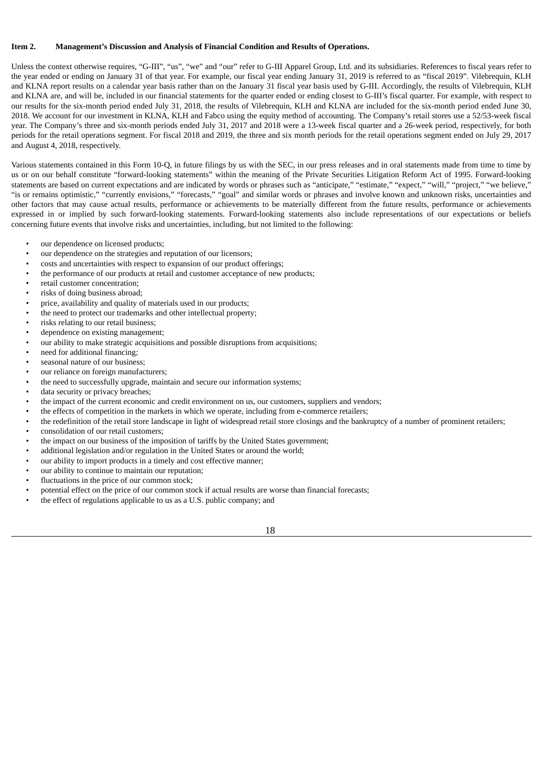## Item 2. Management's Discussion and Analysis of Financial Condition and Results of Operations.

Unless the context otherwise requires, "G-III", "us", "we" and "our" refer to G-III Apparel Group, Ltd. and its subsidiaries. References to fiscal years refer to the year ended or ending on January 31 of that year. For example, our fiscal year ending January 31, 2019 is referred to as "fiscal 2019". Vilebrequin, KLH and KLNA report results on a calendar year basis rather than on the January 31 fiscal year basis used by G-III. Accordingly, the results of Vilebrequin, KLH and KLNA are, and will be, included in our financial statements for the quarter ended or ending closest to G-III's fiscal quarter. For example, with respect to our results for the six-month period ended July 31, 2018, the results of Vilebrequin, KLH and KLNA are included for the six-month period ended June 30, 2018. We account for our investment in KLNA, KLH and Fabco using the equity method of accounting. The Company's retail stores use a 52/53-week fiscal year. The Company's three and six-month periods ended July 31, 2017 and 2018 were a 13-week fiscal quarter and a 26-week period, respectively, for both periods for the retail operations segment. For fiscal 2018 and 2019, the three and six month periods for the retail operations segment ended on July 29, 2017 and August 4, 2018, respectively.

Various statements contained in this Form 10-Q, in future filings by us with the SEC, in our press releases and in oral statements made from time to time by us or on our behalf constitute "forward-looking statements" within the meaning of the Private Securities Litigation Reform Act of 1995. Forward-looking statements are based on current expectations and are indicated by words or phrases such as "anticipate," "estimate," "expect," "will," "project," "we believe," "is or remains optimistic," "currently envisions," "forecasts," "goal" and similar words or phrases and involve known and unknown risks, uncertainties and other factors that may cause actual results, performance or achievements to be materially different from the future results, performance or achievements expressed in or implied by such forward-looking statements. Forward-looking statements also include representations of our expectations or beliefs concerning future events that involve risks and uncertainties, including, but not limited to the following:

- our dependence on licensed products;
- our dependence on the strategies and reputation of our licensors;
- costs and uncertainties with respect to expansion of our product offerings;
- the performance of our products at retail and customer acceptance of new products;
- retail customer concentration;
- risks of doing business abroad;
- price, availability and quality of materials used in our products;
- the need to protect our trademarks and other intellectual property;
- risks relating to our retail business;
- dependence on existing management;
- our ability to make strategic acquisitions and possible disruptions from acquisitions;
- need for additional financing;
- seasonal nature of our business;
- our reliance on foreign manufacturers;
- the need to successfully upgrade, maintain and secure our information systems;
- data security or privacy breaches;
- the impact of the current economic and credit environment on us, our customers, suppliers and vendors;
- the effects of competition in the markets in which we operate, including from e-commerce retailers;
- the redefinition of the retail store landscape in light of widespread retail store closings and the bankruptcy of a number of prominent retailers;
- consolidation of our retail customers;
- the impact on our business of the imposition of tariffs by the United States government;
- additional legislation and/or regulation in the United States or around the world;
- our ability to import products in a timely and cost effective manner;
- our ability to continue to maintain our reputation;
- fluctuations in the price of our common stock;
- potential effect on the price of our common stock if actual results are worse than financial forecasts;
- the effect of regulations applicable to us as a U.S. public company; and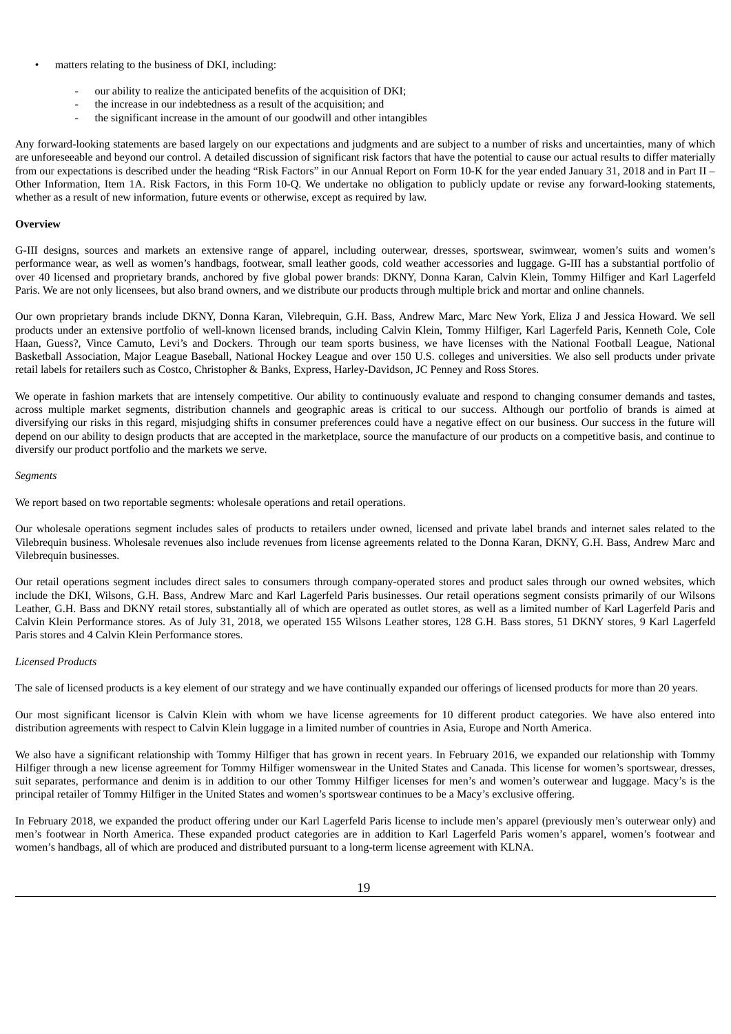- matters relating to the business of DKI, including:
  - our ability to realize the anticipated benefits of the acquisition of DKI;
  - the increase in our indebtedness as a result of the acquisition; and
  - the significant increase in the amount of our goodwill and other intangibles

Any forward-looking statements are based largely on our expectations and judgments and are subject to a number of risks and uncertainties, many of which are unforeseeable and beyond our control. A detailed discussion of significant risk factors that have the potential to cause our actual results to differ materially from our expectations is described under the heading "Risk Factors" in our Annual Report on Form 10-K for the year ended January 31, 2018 and in Part II – Other Information, Item 1A. Risk Factors, in this Form 10-Q. We undertake no obligation to publicly update or revise any forward-looking statements, whether as a result of new information, future events or otherwise, except as required by law.

**Overview**

G-III designs, sources and markets an extensive range of apparel, including outerwear, dresses, sportswear, swimwear, women's suits and women's performance wear, as well as women's handbags, footwear, small leather goods, cold weather accessories and luggage. G-III has a substantial portfolio of over 40 licensed and proprietary brands, anchored by five global power brands: DKNY, Donna Karan, Calvin Klein, Tommy Hilfiger and Karl Lagerfeld Paris. We are not only licensees, but also brand owners, and we distribute our products through multiple brick and mortar and online channels.

Our own proprietary brands include DKNY, Donna Karan, Vilebrequin, G.H. Bass, Andrew Marc, Marc New York, Eliza J and Jessica Howard. We sell products under an extensive portfolio of well-known licensed brands, including Calvin Klein, Tommy Hilfiger, Karl Lagerfeld Paris, Kenneth Cole, Cole Haan, Guess?, Vince Camuto, Levi's and Dockers. Through our team sports business, we have licenses with the National Football League, National Basketball Association, Major League Baseball, National Hockey League and over 150 U.S. colleges and universities. We also sell products under private retail labels for retailers such as Costco, Christopher & Banks, Express, Harley-Davidson, JC Penney and Ross Stores.

We operate in fashion markets that are intensely competitive. Our ability to continuously evaluate and respond to changing consumer demands and tastes, across multiple market segments, distribution channels and geographic areas is critical to our success. Although our portfolio of brands is aimed at diversifying our risks in this regard, misjudging shifts in consumer preferences could have a negative effect on our business. Our success in the future will depend on our ability to design products that are accepted in the marketplace, source the manufacture of our products on a competitive basis, and continue to diversify our product portfolio and the markets we serve.

*Segments*

We report based on two reportable segments: wholesale operations and retail operations.

Our wholesale operations segment includes sales of products to retailers under owned, licensed and private label brands and internet sales related to the Vilebrequin business. Wholesale revenues also include revenues from license agreements related to the Donna Karan, DKNY, G.H. Bass, Andrew Marc and Vilebrequin businesses.

Our retail operations segment includes direct sales to consumers through company-operated stores and product sales through our owned websites, which include the DKI, Wilsons, G.H. Bass, Andrew Marc and Karl Lagerfeld Paris businesses. Our retail operations segment consists primarily of our Wilsons Leather, G.H. Bass and DKNY retail stores, substantially all of which are operated as outlet stores, as well as a limited number of Karl Lagerfeld Paris and Calvin Klein Performance stores. As of July 31, 2018, we operated 155 Wilsons Leather stores, 128 G.H. Bass stores, 51 DKNY stores, 9 Karl Lagerfeld Paris stores and 4 Calvin Klein Performance stores.

*Licensed Products*

The sale of licensed products is a key element of our strategy and we have continually expanded our offerings of licensed products for more than 20 years.

Our most significant licensor is Calvin Klein with whom we have license agreements for 10 different product categories. We have also entered into distribution agreements with respect to Calvin Klein luggage in a limited number of countries in Asia, Europe and North America.

We also have a significant relationship with Tommy Hilfiger that has grown in recent years. In February 2016, we expanded our relationship with Tommy Hilfiger through a new license agreement for Tommy Hilfiger womenswear in the United States and Canada. This license for women's sportswear, dresses, suit separates, performance and denim is in addition to our other Tommy Hilfiger licenses for men's and women's outerwear and luggage. Macy's is the principal retailer of Tommy Hilfiger in the United States and women's sportswear continues to be a Macy's exclusive offering.

In February 2018, we expanded the product offering under our Karl Lagerfeld Paris license to include men's apparel (previously men's outerwear only) and men's footwear in North America. These expanded product categories are in addition to Karl Lagerfeld Paris women's apparel, women's footwear and women's handbags, all of which are produced and distributed pursuant to a long-term license agreement with KLNA.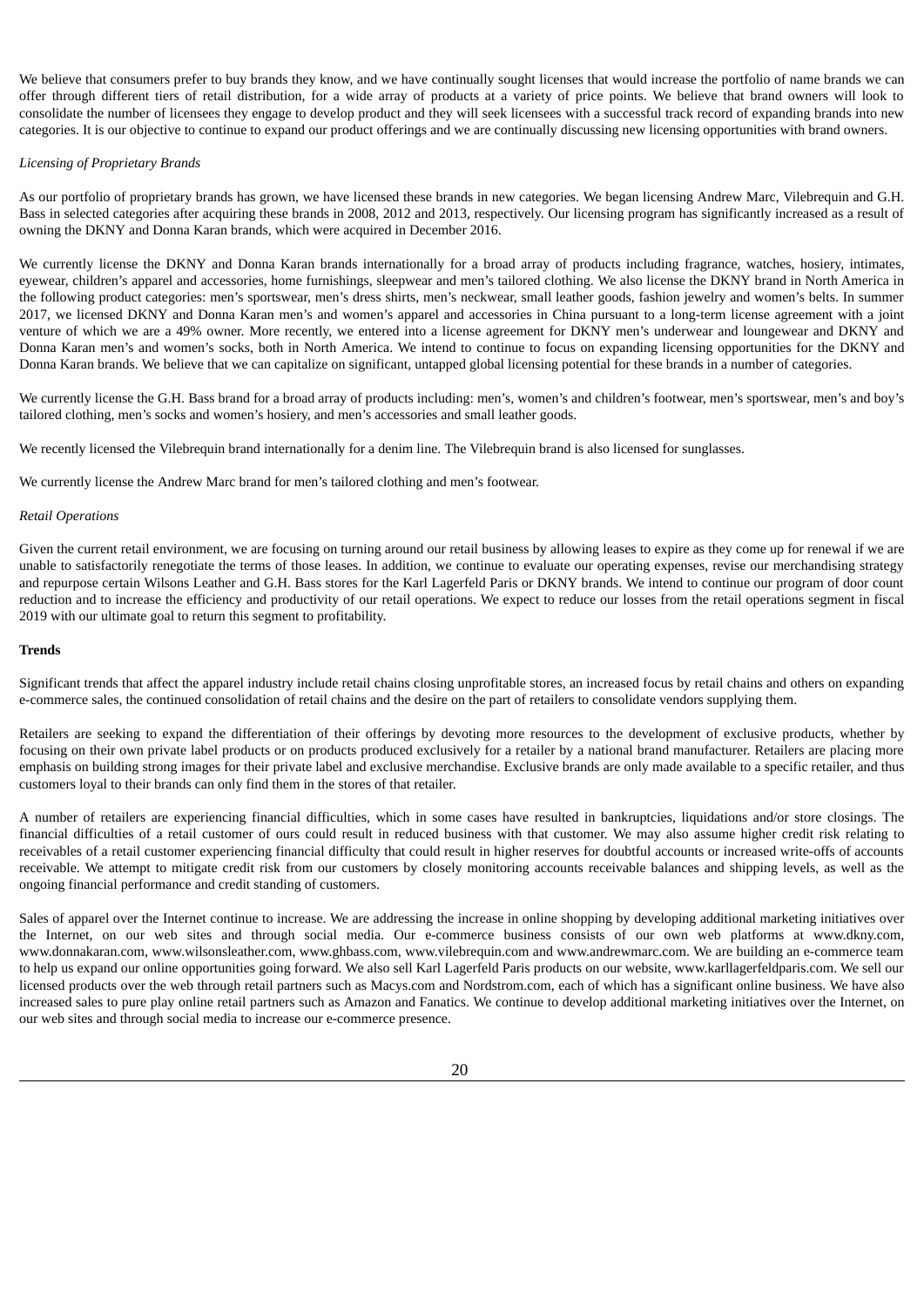We believe that consumers prefer to buy brands they know, and we have continually sought licenses that would increase the portfolio of name brands we can offer through different tiers of retail distribution, for a wide array of products at a variety of price points. We believe that brand owners will look to consolidate the number of licensees they engage to develop product and they will seek licensees with a successful track record of expanding brands into new categories. It is our objective to continue to expand our product offerings and we are continually discussing new licensing opportunities with brand owners.

*Licensing of Proprietary Brands*

As our portfolio of proprietary brands has grown, we have licensed these brands in new categories. We began licensing Andrew Marc, Vilebrequin and G.H. Bass in selected categories after acquiring these brands in 2008, 2012 and 2013, respectively. Our licensing program has significantly increased as a result of owning the DKNY and Donna Karan brands, which were acquired in December 2016.

We currently license the DKNY and Donna Karan brands internationally for a broad array of products including fragrance, watches, hosiery, intimates, eyewear, children's apparel and accessories, home furnishings, sleepwear and men's tailored clothing. We also license the DKNY brand in North America in the following product categories: men's sportswear, men's dress shirts, men's neckwear, small leather goods, fashion jewelry and women's belts. In summer 2017, we licensed DKNY and Donna Karan men's and women's apparel and accessories in China pursuant to a long-term license agreement with a joint venture of which we are a 49% owner. More recently, we entered into a license agreement for DKNY men's underwear and loungewear and DKNY and Donna Karan men's and women's socks, both in North America. We intend to continue to focus on expanding licensing opportunities for the DKNY and Donna Karan brands. We believe that we can capitalize on significant, untapped global licensing potential for these brands in a number of categories.

We currently license the G.H. Bass brand for a broad array of products including: men's, women's and children's footwear, men's sportswear, men's and boy's tailored clothing, men's socks and women's hosiery, and men's accessories and small leather goods.

We recently licensed the Vilebrequin brand internationally for a denim line. The Vilebrequin brand is also licensed for sunglasses.

We currently license the Andrew Marc brand for men's tailored clothing and men's footwear.

*Retail Operations*

Given the current retail environment, we are focusing on turning around our retail business by allowing leases to expire as they come up for renewal if we are unable to satisfactorily renegotiate the terms of those leases. In addition, we continue to evaluate our operating expenses, revise our merchandising strategy and repurpose certain Wilsons Leather and G.H. Bass stores for the Karl Lagerfeld Paris or DKNY brands. We intend to continue our program of door count reduction and to increase the efficiency and productivity of our retail operations. We expect to reduce our losses from the retail operations segment in fiscal 2019 with our ultimate goal to return this segment to profitability.

**Trends**

Significant trends that affect the apparel industry include retail chains closing unprofitable stores, an increased focus by retail chains and others on expanding e-commerce sales, the continued consolidation of retail chains and the desire on the part of retailers to consolidate vendors supplying them.

Retailers are seeking to expand the differentiation of their offerings by devoting more resources to the development of exclusive products, whether by focusing on their own private label products or on products produced exclusively for a retailer by a national brand manufacturer. Retailers are placing more emphasis on building strong images for their private label and exclusive merchandise. Exclusive brands are only made available to a specific retailer, and thus customers loyal to their brands can only find them in the stores of that retailer.

A number of retailers are experiencing financial difficulties, which in some cases have resulted in bankruptcies, liquidations and/or store closings. The financial difficulties of a retail customer of ours could result in reduced business with that customer. We may also assume higher credit risk relating to receivables of a retail customer experiencing financial difficulty that could result in higher reserves for doubtful accounts or increased write-offs of accounts receivable. We attempt to mitigate credit risk from our customers by closely monitoring accounts receivable balances and shipping levels, as well as the ongoing financial performance and credit standing of customers.

Sales of apparel over the Internet continue to increase. We are addressing the increase in online shopping by developing additional marketing initiatives over the Internet, on our web sites and through social media. Our e-commerce business consists of our own web platforms at www.dkny.com, www.donnakaran.com, www.wilsonsleather.com, www.ghbass.com, www.vilebrequin.com and www.andrewmarc.com. We are building an e-commerce team to help us expand our online opportunities going forward. We also sell Karl Lagerfeld Paris products on our website, www.karllagerfeldparis.com. We sell our licensed products over the web through retail partners such as Macys.com and Nordstrom.com, each of which has a significant online business. We have also increased sales to pure play online retail partners such as Amazon and Fanatics. We continue to develop additional marketing initiatives over the Internet, on our web sites and through social media to increase our e-commerce presence.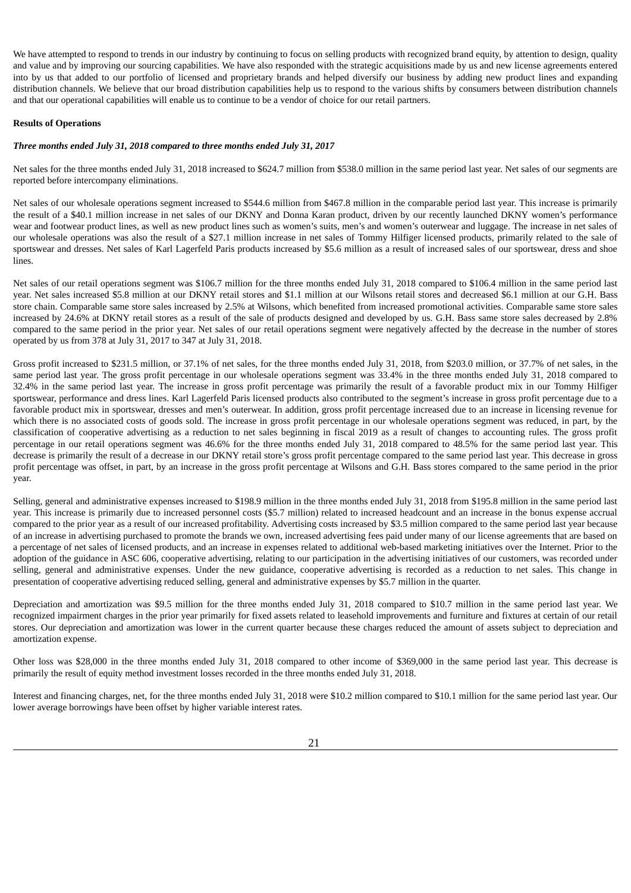We have attempted to respond to trends in our industry by continuing to focus on selling products with recognized brand equity, by attention to design, quality and value and by improving our sourcing capabilities. We have also responded with the strategic acquisitions made by us and new license agreements entered into by us that added to our portfolio of licensed and proprietary brands and helped diversify our business by adding new product lines and expanding distribution channels. We believe that our broad distribution capabilities help us to respond to the various shifts by consumers between distribution channels and that our operational capabilities will enable us to continue to be a vendor of choice for our retail partners.

**Results of Operations**

***Three months ended July 31, 2018 compared to three months ended July 31, 2017***

Net sales for the three months ended July 31, 2018 increased to $624.7 million from $538.0 million in the same period last year. Net sales of our segments are reported before intercompany eliminations.

Net sales of our wholesale operations segment increased to $544.6 million from $467.8 million in the comparable period last year. This increase is primarily the result of a $40.1 million increase in net sales of our DKNY and Donna Karan product, driven by our recently launched DKNY women's performance wear and footwear product lines, as well as new product lines such as women's suits, men's and women's outerwear and luggage. The increase in net sales of our wholesale operations was also the result of a $27.1 million increase in net sales of Tommy Hilfiger licensed products, primarily related to the sale of sportswear and dresses. Net sales of Karl Lagerfeld Paris products increased by $5.6 million as a result of increased sales of our sportswear, dress and shoe lines.

Net sales of our retail operations segment was $106.7 million for the three months ended July 31, 2018 compared to $106.4 million in the same period last year. Net sales increased $5.8 million at our DKNY retail stores and $1.1 million at our Wilsons retail stores and decreased $6.1 million at our G.H. Bass store chain. Comparable same store sales increased by 2.5% at Wilsons, which benefited from increased promotional activities. Comparable same store sales increased by 24.6% at DKNY retail stores as a result of the sale of products designed and developed by us. G.H. Bass same store sales decreased by 2.8% compared to the same period in the prior year. Net sales of our retail operations segment were negatively affected by the decrease in the number of stores operated by us from 378 at July 31, 2017 to 347 at July 31, 2018.

Gross profit increased to $231.5 million, or 37.1% of net sales, for the three months ended July 31, 2018, from $203.0 million, or 37.7% of net sales, in the same period last year. The gross profit percentage in our wholesale operations segment was 33.4% in the three months ended July 31, 2018 compared to 32.4% in the same period last year. The increase in gross profit percentage was primarily the result of a favorable product mix in our Tommy Hilfiger sportswear, performance and dress lines. Karl Lagerfeld Paris licensed products also contributed to the segment's increase in gross profit percentage due to a favorable product mix in sportswear, dresses and men's outerwear. In addition, gross profit percentage increased due to an increase in licensing revenue for which there is no associated costs of goods sold. The increase in gross profit percentage in our wholesale operations segment was reduced, in part, by the classification of cooperative advertising as a reduction to net sales beginning in fiscal 2019 as a result of changes to accounting rules. The gross profit percentage in our retail operations segment was 46.6% for the three months ended July 31, 2018 compared to 48.5% for the same period last year. This decrease is primarily the result of a decrease in our DKNY retail store's gross profit percentage compared to the same period last year. This decrease in gross profit percentage was offset, in part, by an increase in the gross profit percentage at Wilsons and G.H. Bass stores compared to the same period in the prior year.

Selling, general and administrative expenses increased to $198.9 million in the three months ended July 31, 2018 from $195.8 million in the same period last year. This increase is primarily due to increased personnel costs ($5.7 million) related to increased headcount and an increase in the bonus expense accrual compared to the prior year as a result of our increased profitability. Advertising costs increased by $3.5 million compared to the same period last year because of an increase in advertising purchased to promote the brands we own, increased advertising fees paid under many of our license agreements that are based on a percentage of net sales of licensed products, and an increase in expenses related to additional web-based marketing initiatives over the Internet. Prior to the adoption of the guidance in ASC 606, cooperative advertising, relating to our participation in the advertising initiatives of our customers, was recorded under selling, general and administrative expenses. Under the new guidance, cooperative advertising is recorded as a reduction to net sales. This change in presentation of cooperative advertising reduced selling, general and administrative expenses by $5.7 million in the quarter.

Depreciation and amortization was $9.5 million for the three months ended July 31, 2018 compared to $10.7 million in the same period last year. We recognized impairment charges in the prior year primarily for fixed assets related to leasehold improvements and furniture and fixtures at certain of our retail stores. Our depreciation and amortization was lower in the current quarter because these charges reduced the amount of assets subject to depreciation and amortization expense.

Other loss was $28,000 in the three months ended July 31, 2018 compared to other income of $369,000 in the same period last year. This decrease is primarily the result of equity method investment losses recorded in the three months ended July 31, 2018.

Interest and financing charges, net, for the three months ended July 31, 2018 were $10.2 million compared to $10.1 million for the same period last year. Our lower average borrowings have been offset by higher variable interest rates.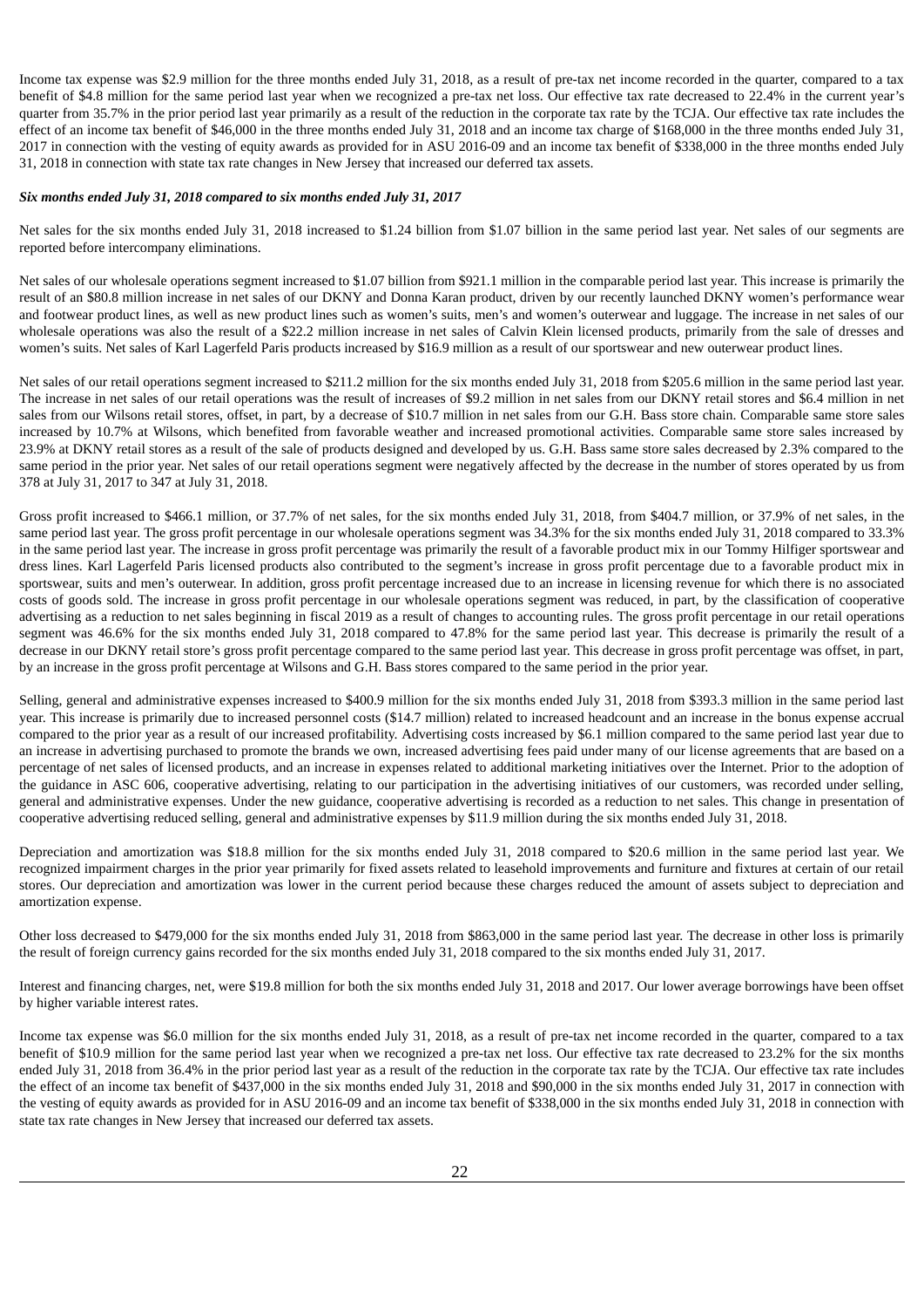Income tax expense was $2.9 million for the three months ended July 31, 2018, as a result of pre-tax net income recorded in the quarter, compared to a tax benefit of $4.8 million for the same period last year when we recognized a pre-tax net loss. Our effective tax rate decreased to 22.4% in the current year's quarter from 35.7% in the prior period last year primarily as a result of the reduction in the corporate tax rate by the TCJA. Our effective tax rate includes the effect of an income tax benefit of $46,000 in the three months ended July 31, 2018 and an income tax charge of $168,000 in the three months ended July 31, 2017 in connection with the vesting of equity awards as provided for in ASU 2016-09 and an income tax benefit of $338,000 in the three months ended July 31, 2018 in connection with state tax rate changes in New Jersey that increased our deferred tax assets.

***Six months ended July 31, 2018 compared to six months ended July 31, 2017***

Net sales for the six months ended July 31, 2018 increased to $1.24 billion from $1.07 billion in the same period last year. Net sales of our segments are reported before intercompany eliminations.

Net sales of our wholesale operations segment increased to $1.07 billion from $921.1 million in the comparable period last year. This increase is primarily the result of an $80.8 million increase in net sales of our DKNY and Donna Karan product, driven by our recently launched DKNY women's performance wear and footwear product lines, as well as new product lines such as women's suits, men's and women's outerwear and luggage. The increase in net sales of our wholesale operations was also the result of a $22.2 million increase in net sales of Calvin Klein licensed products, primarily from the sale of dresses and women's suits. Net sales of Karl Lagerfeld Paris products increased by $16.9 million as a result of our sportswear and new outerwear product lines.

Net sales of our retail operations segment increased to $211.2 million for the six months ended July 31, 2018 from $205.6 million in the same period last year. The increase in net sales of our retail operations was the result of increases of $9.2 million in net sales from our DKNY retail stores and $6.4 million in net sales from our Wilsons retail stores, offset, in part, by a decrease of $10.7 million in net sales from our G.H. Bass store chain. Comparable same store sales increased by 10.7% at Wilsons, which benefited from favorable weather and increased promotional activities. Comparable same store sales increased by 23.9% at DKNY retail stores as a result of the sale of products designed and developed by us. G.H. Bass same store sales decreased by 2.3% compared to the same period in the prior year. Net sales of our retail operations segment were negatively affected by the decrease in the number of stores operated by us from 378 at July 31, 2017 to 347 at July 31, 2018.

Gross profit increased to $466.1 million, or 37.7% of net sales, for the six months ended July 31, 2018, from $404.7 million, or 37.9% of net sales, in the same period last year. The gross profit percentage in our wholesale operations segment was 34.3% for the six months ended July 31, 2018 compared to 33.3% in the same period last year. The increase in gross profit percentage was primarily the result of a favorable product mix in our Tommy Hilfiger sportswear and dress lines. Karl Lagerfeld Paris licensed products also contributed to the segment's increase in gross profit percentage due to a favorable product mix in sportswear, suits and men's outerwear. In addition, gross profit percentage increased due to an increase in licensing revenue for which there is no associated costs of goods sold. The increase in gross profit percentage in our wholesale operations segment was reduced, in part, by the classification of cooperative advertising as a reduction to net sales beginning in fiscal 2019 as a result of changes to accounting rules. The gross profit percentage in our retail operations segment was 46.6% for the six months ended July 31, 2018 compared to 47.8% for the same period last year. This decrease is primarily the result of a decrease in our DKNY retail store's gross profit percentage compared to the same period last year. This decrease in gross profit percentage was offset, in part, by an increase in the gross profit percentage at Wilsons and G.H. Bass stores compared to the same period in the prior year.

Selling, general and administrative expenses increased to $400.9 million for the six months ended July 31, 2018 from $393.3 million in the same period last year. This increase is primarily due to increased personnel costs ($14.7 million) related to increased headcount and an increase in the bonus expense accrual compared to the prior year as a result of our increased profitability. Advertising costs increased by $6.1 million compared to the same period last year due to an increase in advertising purchased to promote the brands we own, increased advertising fees paid under many of our license agreements that are based on a percentage of net sales of licensed products, and an increase in expenses related to additional marketing initiatives over the Internet. Prior to the adoption of the guidance in ASC 606, cooperative advertising, relating to our participation in the advertising initiatives of our customers, was recorded under selling, general and administrative expenses. Under the new guidance, cooperative advertising is recorded as a reduction to net sales. This change in presentation of cooperative advertising reduced selling, general and administrative expenses by $11.9 million during the six months ended July 31, 2018.

Depreciation and amortization was $18.8 million for the six months ended July 31, 2018 compared to $20.6 million in the same period last year. We recognized impairment charges in the prior year primarily for fixed assets related to leasehold improvements and furniture and fixtures at certain of our retail stores. Our depreciation and amortization was lower in the current period because these charges reduced the amount of assets subject to depreciation and amortization expense.

Other loss decreased to $479,000 for the six months ended July 31, 2018 from $863,000 in the same period last year. The decrease in other loss is primarily the result of foreign currency gains recorded for the six months ended July 31, 2018 compared to the six months ended July 31, 2017.

Interest and financing charges, net, were $19.8 million for both the six months ended July 31, 2018 and 2017. Our lower average borrowings have been offset by higher variable interest rates.

Income tax expense was $6.0 million for the six months ended July 31, 2018, as a result of pre-tax net income recorded in the quarter, compared to a tax benefit of $10.9 million for the same period last year when we recognized a pre-tax net loss. Our effective tax rate decreased to 23.2% for the six months ended July 31, 2018 from 36.4% in the prior period last year as a result of the reduction in the corporate tax rate by the TCJA. Our effective tax rate includes the effect of an income tax benefit of $437,000 in the six months ended July 31, 2018 and $90,000 in the six months ended July 31, 2017 in connection with the vesting of equity awards as provided for in ASU 2016-09 and an income tax benefit of $338,000 in the six months ended July 31, 2018 in connection with state tax rate changes in New Jersey that increased our deferred tax assets.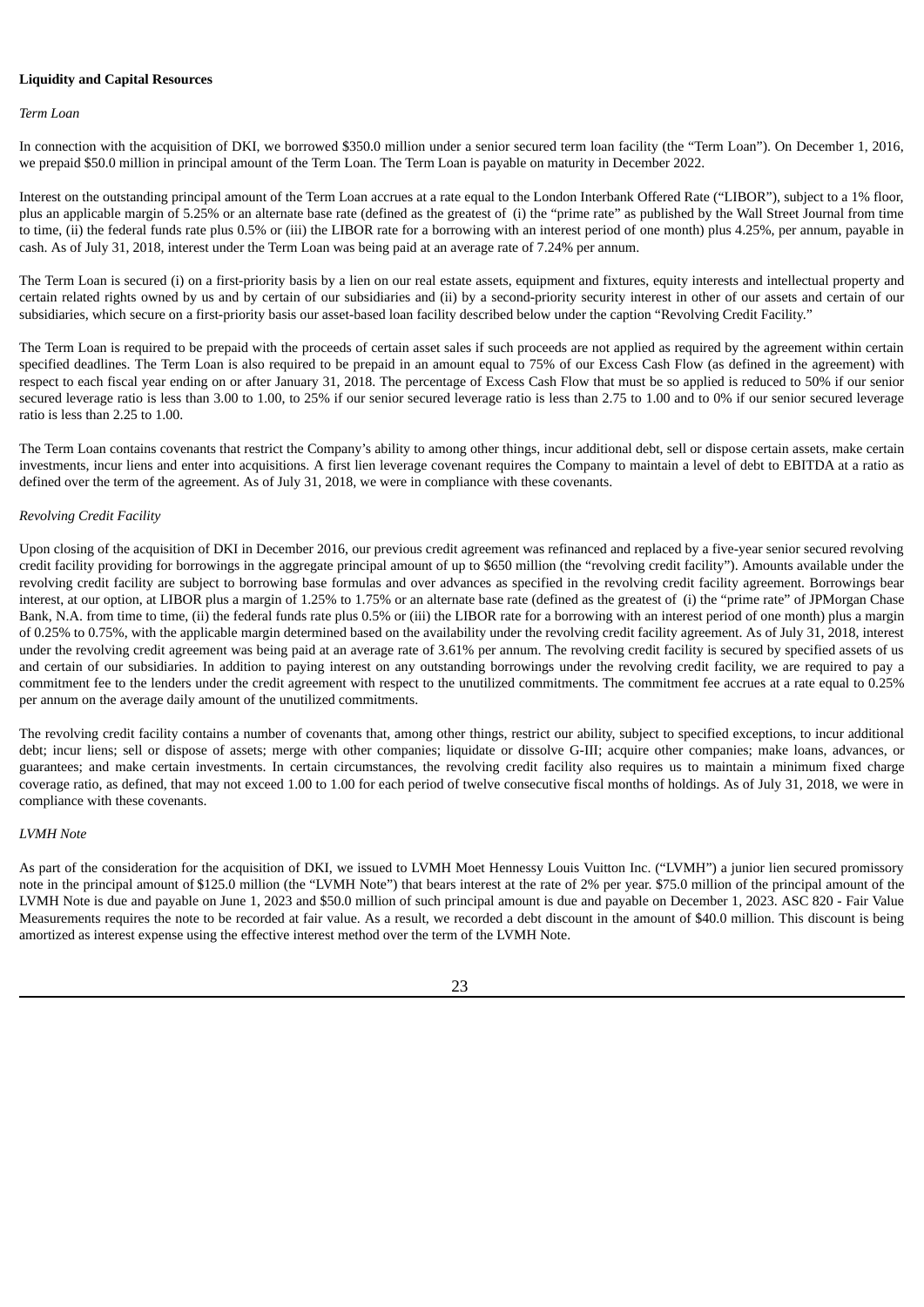**Liquidity and Capital Resources**

*Term Loan*

In connection with the acquisition of DKI, we borrowed $350.0 million under a senior secured term loan facility (the "Term Loan"). On December 1, 2016, we prepaid $50.0 million in principal amount of the Term Loan. The Term Loan is payable on maturity in December 2022.

Interest on the outstanding principal amount of the Term Loan accrues at a rate equal to the London Interbank Offered Rate ("LIBOR"), subject to a 1% floor, plus an applicable margin of 5.25% or an alternate base rate (defined as the greatest of (i) the "prime rate" as published by the Wall Street Journal from time to time, (ii) the federal funds rate plus 0.5% or (iii) the LIBOR rate for a borrowing with an interest period of one month) plus 4.25%, per annum, payable in cash. As of July 31, 2018, interest under the Term Loan was being paid at an average rate of 7.24% per annum.

The Term Loan is secured (i) on a first-priority basis by a lien on our real estate assets, equipment and fixtures, equity interests and intellectual property and certain related rights owned by us and by certain of our subsidiaries and (ii) by a second-priority security interest in other of our assets and certain of our subsidiaries, which secure on a first-priority basis our asset-based loan facility described below under the caption "Revolving Credit Facility."

The Term Loan is required to be prepaid with the proceeds of certain asset sales if such proceeds are not applied as required by the agreement within certain specified deadlines. The Term Loan is also required to be prepaid in an amount equal to 75% of our Excess Cash Flow (as defined in the agreement) with respect to each fiscal year ending on or after January 31, 2018. The percentage of Excess Cash Flow that must be so applied is reduced to 50% if our senior secured leverage ratio is less than 3.00 to 1.00, to 25% if our senior secured leverage ratio is less than 2.75 to 1.00 and to 0% if our senior secured leverage ratio is less than 2.25 to 1.00.

The Term Loan contains covenants that restrict the Company's ability to among other things, incur additional debt, sell or dispose certain assets, make certain investments, incur liens and enter into acquisitions. A first lien leverage covenant requires the Company to maintain a level of debt to EBITDA at a ratio as defined over the term of the agreement. As of July 31, 2018, we were in compliance with these covenants.

*Revolving Credit Facility*

Upon closing of the acquisition of DKI in December 2016, our previous credit agreement was refinanced and replaced by a five-year senior secured revolving credit facility providing for borrowings in the aggregate principal amount of up to $650 million (the "revolving credit facility"). Amounts available under the revolving credit facility are subject to borrowing base formulas and over advances as specified in the revolving credit facility agreement. Borrowings bear interest, at our option, at LIBOR plus a margin of 1.25% to 1.75% or an alternate base rate (defined as the greatest of (i) the "prime rate" of JPMorgan Chase Bank, N.A. from time to time, (ii) the federal funds rate plus 0.5% or (iii) the LIBOR rate for a borrowing with an interest period of one month) plus a margin of 0.25% to 0.75%, with the applicable margin determined based on the availability under the revolving credit facility agreement. As of July 31, 2018, interest under the revolving credit agreement was being paid at an average rate of 3.61% per annum. The revolving credit facility is secured by specified assets of us and certain of our subsidiaries. In addition to paying interest on any outstanding borrowings under the revolving credit facility, we are required to pay a commitment fee to the lenders under the credit agreement with respect to the unutilized commitments. The commitment fee accrues at a rate equal to 0.25% per annum on the average daily amount of the unutilized commitments.

The revolving credit facility contains a number of covenants that, among other things, restrict our ability, subject to specified exceptions, to incur additional debt; incur liens; sell or dispose of assets; merge with other companies; liquidate or dissolve G-III; acquire other companies; make loans, advances, or guarantees; and make certain investments. In certain circumstances, the revolving credit facility also requires us to maintain a minimum fixed charge coverage ratio, as defined, that may not exceed 1.00 to 1.00 for each period of twelve consecutive fiscal months of holdings. As of July 31, 2018, we were in compliance with these covenants.

*LVMH Note*

As part of the consideration for the acquisition of DKI, we issued to LVMH Moet Hennessy Louis Vuitton Inc. ("LVMH") a junior lien secured promissory note in the principal amount of $125.0 million (the "LVMH Note") that bears interest at the rate of 2% per year. $75.0 million of the principal amount of the LVMH Note is due and payable on June 1, 2023 and $50.0 million of such principal amount is due and payable on December 1, 2023. ASC 820 - Fair Value Measurements requires the note to be recorded at fair value. As a result, we recorded a debt discount in the amount of $40.0 million. This discount is being amortized as interest expense using the effective interest method over the term of the LVMH Note.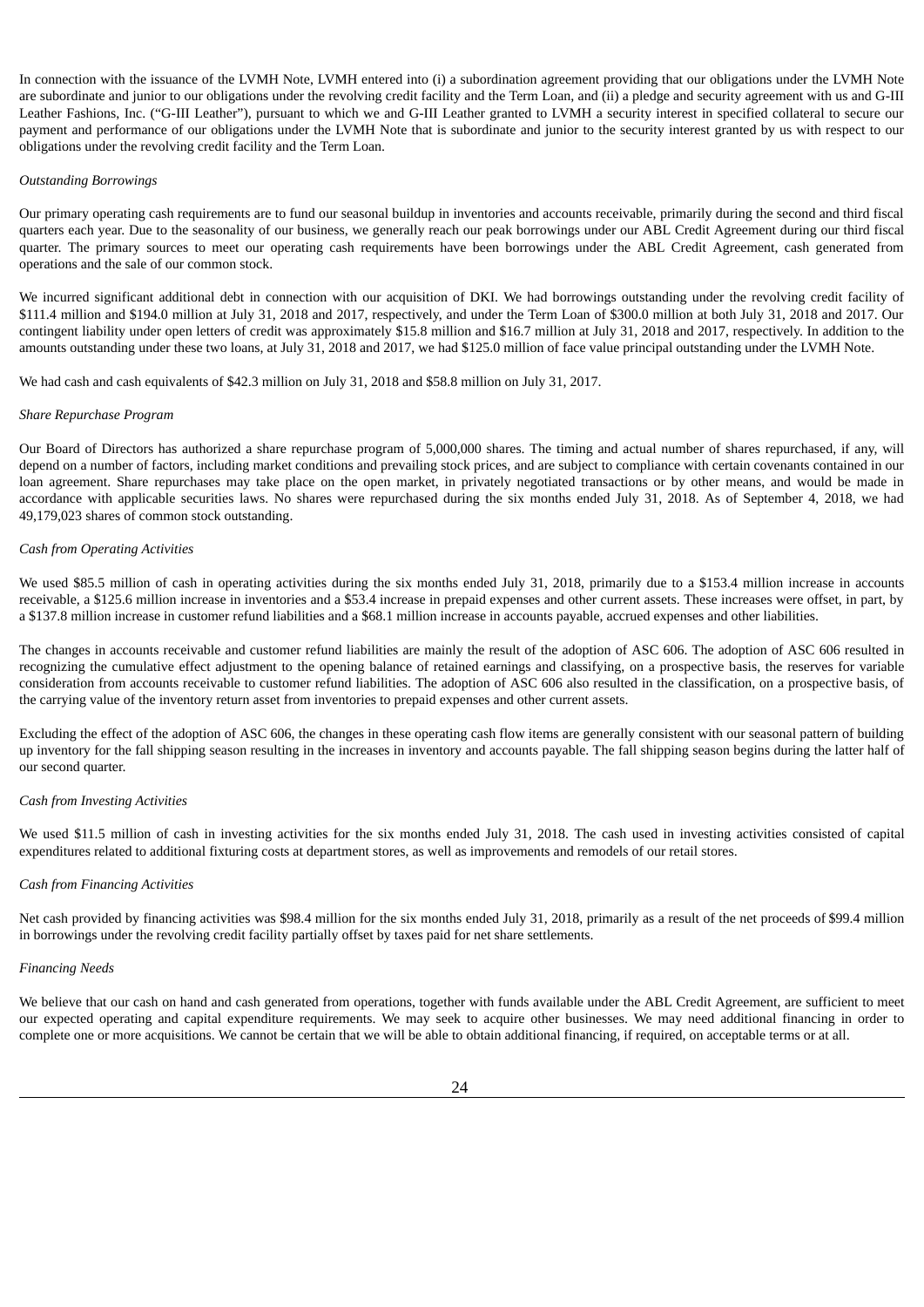In connection with the issuance of the LVMH Note, LVMH entered into (i) a subordination agreement providing that our obligations under the LVMH Note are subordinate and junior to our obligations under the revolving credit facility and the Term Loan, and (ii) a pledge and security agreement with us and G-III Leather Fashions, Inc. ("G-III Leather"), pursuant to which we and G-III Leather granted to LVMH a security interest in specified collateral to secure our payment and performance of our obligations under the LVMH Note that is subordinate and junior to the security interest granted by us with respect to our obligations under the revolving credit facility and the Term Loan.

*Outstanding Borrowings*

Our primary operating cash requirements are to fund our seasonal buildup in inventories and accounts receivable, primarily during the second and third fiscal quarters each year. Due to the seasonality of our business, we generally reach our peak borrowings under our ABL Credit Agreement during our third fiscal quarter. The primary sources to meet our operating cash requirements have been borrowings under the ABL Credit Agreement, cash generated from operations and the sale of our common stock.

We incurred significant additional debt in connection with our acquisition of DKI. We had borrowings outstanding under the revolving credit facility of $111.4 million and $194.0 million at July 31, 2018 and 2017, respectively, and under the Term Loan of $300.0 million at both July 31, 2018 and 2017. Our contingent liability under open letters of credit was approximately $15.8 million and $16.7 million at July 31, 2018 and 2017, respectively. In addition to the amounts outstanding under these two loans, at July 31, 2018 and 2017, we had $125.0 million of face value principal outstanding under the LVMH Note.

We had cash and cash equivalents of $42.3 million on July 31, 2018 and $58.8 million on July 31, 2017.

*Share Repurchase Program*

Our Board of Directors has authorized a share repurchase program of 5,000,000 shares. The timing and actual number of shares repurchased, if any, will depend on a number of factors, including market conditions and prevailing stock prices, and are subject to compliance with certain covenants contained in our loan agreement. Share repurchases may take place on the open market, in privately negotiated transactions or by other means, and would be made in accordance with applicable securities laws. No shares were repurchased during the six months ended July 31, 2018. As of September 4, 2018, we had 49,179,023 shares of common stock outstanding.

*Cash from Operating Activities*

We used $85.5 million of cash in operating activities during the six months ended July 31, 2018, primarily due to a $153.4 million increase in accounts receivable, a $125.6 million increase in inventories and a $53.4 increase in prepaid expenses and other current assets. These increases were offset, in part, by a $137.8 million increase in customer refund liabilities and a $68.1 million increase in accounts payable, accrued expenses and other liabilities.

The changes in accounts receivable and customer refund liabilities are mainly the result of the adoption of ASC 606. The adoption of ASC 606 resulted in recognizing the cumulative effect adjustment to the opening balance of retained earnings and classifying, on a prospective basis, the reserves for variable consideration from accounts receivable to customer refund liabilities. The adoption of ASC 606 also resulted in the classification, on a prospective basis, of the carrying value of the inventory return asset from inventories to prepaid expenses and other current assets.

Excluding the effect of the adoption of ASC 606, the changes in these operating cash flow items are generally consistent with our seasonal pattern of building up inventory for the fall shipping season resulting in the increases in inventory and accounts payable. The fall shipping season begins during the latter half of our second quarter.

*Cash from Investing Activities*

We used $11.5 million of cash in investing activities for the six months ended July 31, 2018. The cash used in investing activities consisted of capital expenditures related to additional fixturing costs at department stores, as well as improvements and remodels of our retail stores.

*Cash from Financing Activities*

Net cash provided by financing activities was $98.4 million for the six months ended July 31, 2018, primarily as a result of the net proceeds of $99.4 million in borrowings under the revolving credit facility partially offset by taxes paid for net share settlements.

*Financing Needs*

We believe that our cash on hand and cash generated from operations, together with funds available under the ABL Credit Agreement, are sufficient to meet our expected operating and capital expenditure requirements. We may seek to acquire other businesses. We may need additional financing in order to complete one or more acquisitions. We cannot be certain that we will be able to obtain additional financing, if required, on acceptable terms or at all.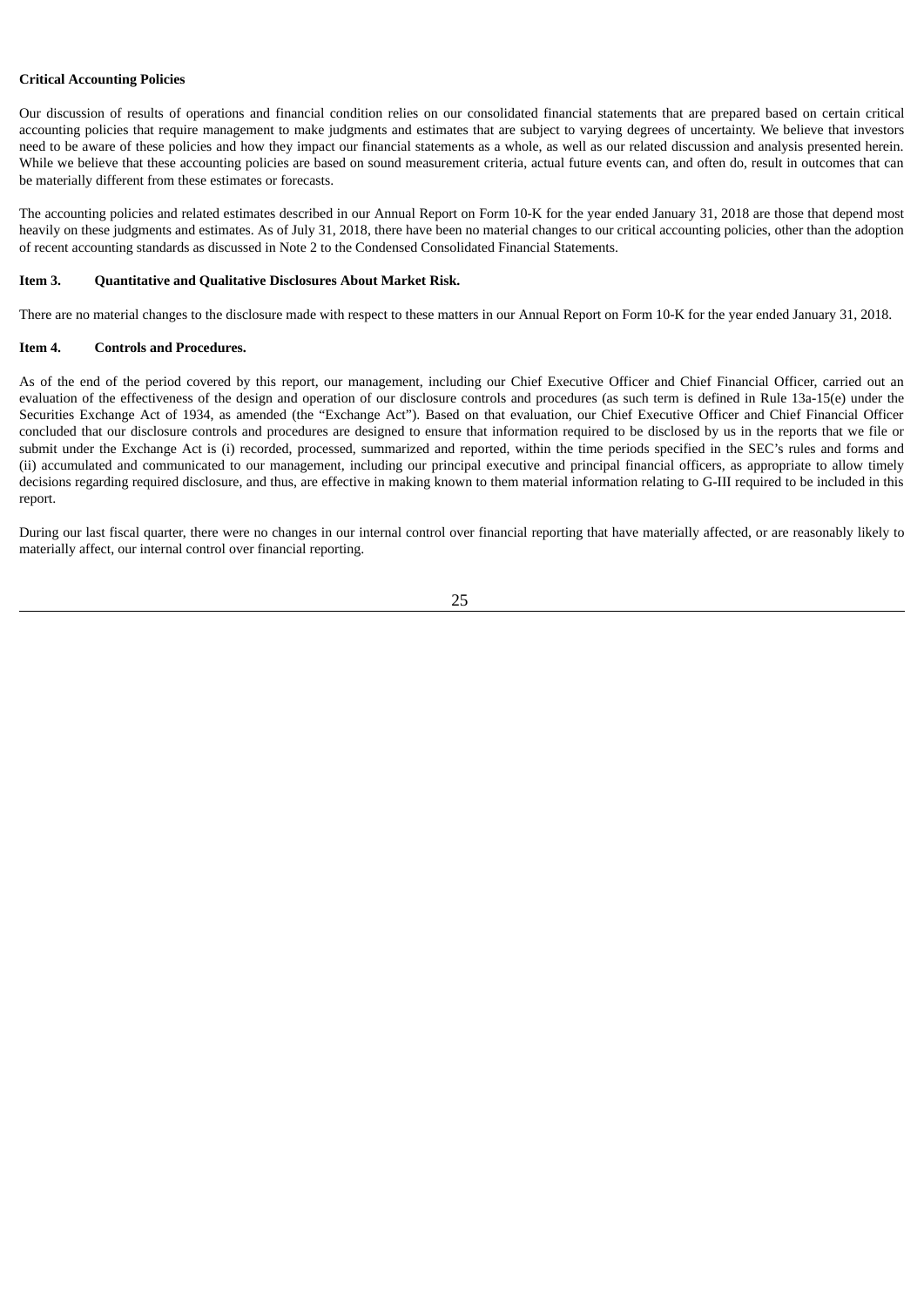**Critical Accounting Policies**

Our discussion of results of operations and financial condition relies on our consolidated financial statements that are prepared based on certain critical accounting policies that require management to make judgments and estimates that are subject to varying degrees of uncertainty. We believe that investors need to be aware of these policies and how they impact our financial statements as a whole, as well as our related discussion and analysis presented herein. While we believe that these accounting policies are based on sound measurement criteria, actual future events can, and often do, result in outcomes that can be materially different from these estimates or forecasts.

The accounting policies and related estimates described in our Annual Report on Form 10-K for the year ended January 31, 2018 are those that depend most heavily on these judgments and estimates. As of July 31, 2018, there have been no material changes to our critical accounting policies, other than the adoption of recent accounting standards as discussed in Note 2 to the Condensed Consolidated Financial Statements.

**Item 3. Quantitative and Qualitative Disclosures About Market Risk.**

There are no material changes to the disclosure made with respect to these matters in our Annual Report on Form 10-K for the year ended January 31, 2018.

**Item 4. Controls and Procedures.**

As of the end of the period covered by this report, our management, including our Chief Executive Officer and Chief Financial Officer, carried out an evaluation of the effectiveness of the design and operation of our disclosure controls and procedures (as such term is defined in Rule 13a-15(e) under the Securities Exchange Act of 1934, as amended (the "Exchange Act"). Based on that evaluation, our Chief Executive Officer and Chief Financial Officer concluded that our disclosure controls and procedures are designed to ensure that information required to be disclosed by us in the reports that we file or submit under the Exchange Act is (i) recorded, processed, summarized and reported, within the time periods specified in the SEC's rules and forms and (ii) accumulated and communicated to our management, including our principal executive and principal financial officers, as appropriate to allow timely decisions regarding required disclosure, and thus, are effective in making known to them material information relating to G-III required to be included in this report.

During our last fiscal quarter, there were no changes in our internal control over financial reporting that have materially affected, or are reasonably likely to materially affect, our internal control over financial reporting.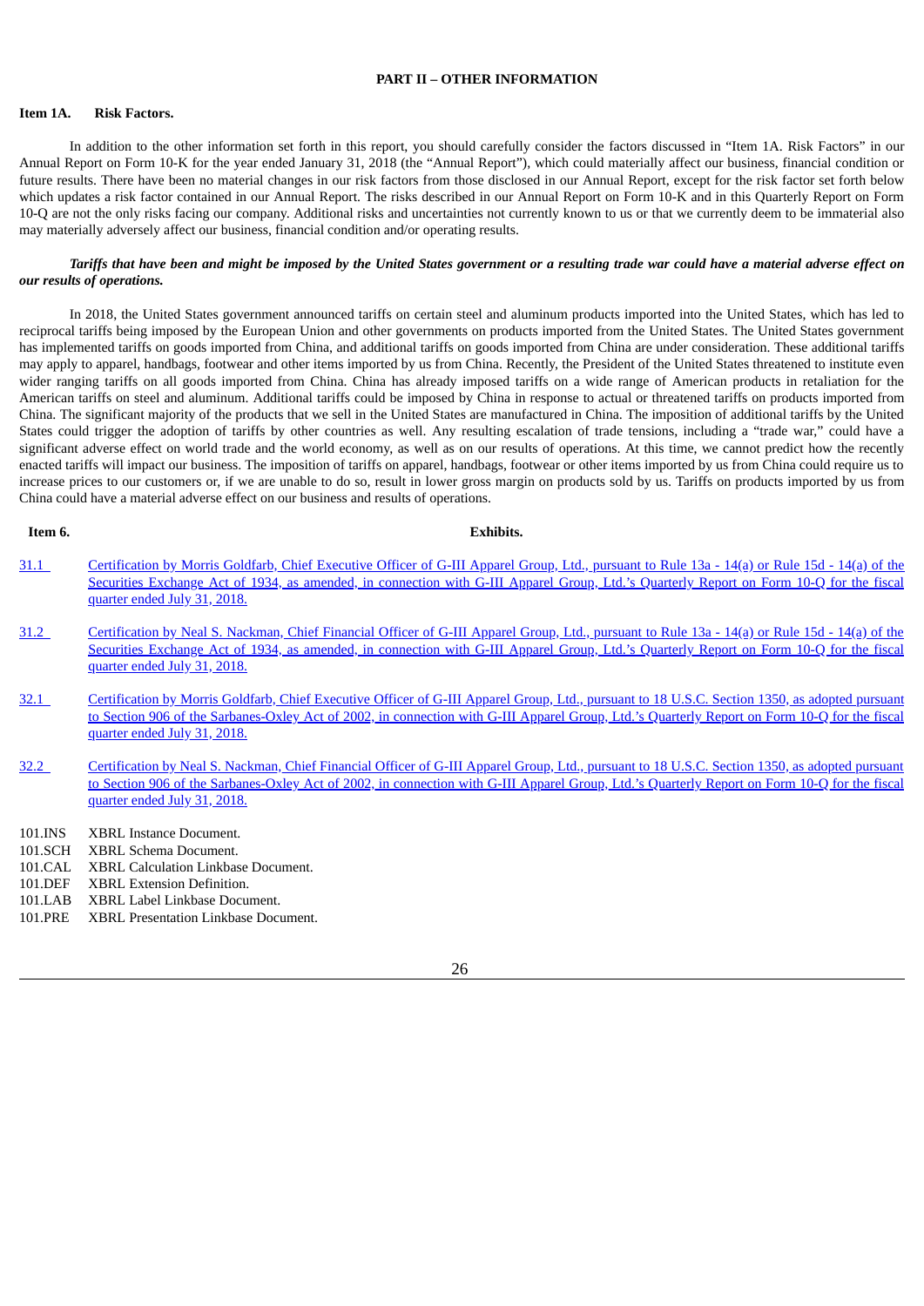## PART II – OTHER INFORMATION

### Item 1A. Risk Factors.

In addition to the other information set forth in this report, you should carefully consider the factors discussed in "Item 1A. Risk Factors" in our Annual Report on Form 10-K for the year ended January 31, 2018 (the "Annual Report"), which could materially affect our business, financial condition or future results. There have been no material changes in our risk factors from those disclosed in our Annual Report, except for the risk factor set forth below which updates a risk factor contained in our Annual Report. The risks described in our Annual Report on Form 10-K and in this Quarterly Report on Form 10-Q are not the only risks facing our company. Additional risks and uncertainties not currently known to us or that we currently deem to be immaterial also may materially adversely affect our business, financial condition and/or operating results.

***Tariffs that have been and might be imposed by the United States government or a resulting trade war could have a material adverse effect on our results of operations.***

In 2018, the United States government announced tariffs on certain steel and aluminum products imported into the United States, which has led to reciprocal tariffs being imposed by the European Union and other governments on products imported from the United States. The United States government has implemented tariffs on goods imported from China, and additional tariffs on goods imported from China are under consideration. These additional tariffs may apply to apparel, handbags, footwear and other items imported by us from China. Recently, the President of the United States threatened to institute even wider ranging tariffs on all goods imported from China. China has already imposed tariffs on a wide range of American products in retaliation for the American tariffs on steel and aluminum. Additional tariffs could be imposed by China in response to actual or threatened tariffs on products imported from China. The significant majority of the products that we sell in the United States are manufactured in China. The imposition of additional tariffs by the United States could trigger the adoption of tariffs by other countries as well. Any resulting escalation of trade tensions, including a "trade war," could have a significant adverse effect on world trade and the world economy, as well as on our results of operations. At this time, we cannot predict how the recently enacted tariffs will impact our business. The imposition of tariffs on apparel, handbags, footwear or other items imported by us from China could require us to increase prices to our customers or, if we are unable to do so, result in lower gross margin on products sold by us. Tariffs on products imported by us from China could have a material adverse effect on our business and results of operations.

### Item 6. Exhibits.

31.1 Certification by Morris Goldfarb, Chief Executive Officer of G-III Apparel Group, Ltd., pursuant to Rule 13a - 14(a) or Rule 15d - 14(a) of the Securities Exchange Act of 1934, as amended, in connection with G-III Apparel Group, Ltd.'s Quarterly Report on Form 10-Q for the fiscal quarter ended July 31, 2018.

31.2 Certification by Neal S. Nackman, Chief Financial Officer of G-III Apparel Group, Ltd., pursuant to Rule 13a - 14(a) or Rule 15d - 14(a) of the Securities Exchange Act of 1934, as amended, in connection with G-III Apparel Group, Ltd.'s Quarterly Report on Form 10-Q for the fiscal quarter ended July 31, 2018.

32.1 Certification by Morris Goldfarb, Chief Executive Officer of G-III Apparel Group, Ltd., pursuant to 18 U.S.C. Section 1350, as adopted pursuant to Section 906 of the Sarbanes-Oxley Act of 2002, in connection with G-III Apparel Group, Ltd.'s Quarterly Report on Form 10-Q for the fiscal quarter ended July 31, 2018.

32.2 Certification by Neal S. Nackman, Chief Financial Officer of G-III Apparel Group, Ltd., pursuant to 18 U.S.C. Section 1350, as adopted pursuant to Section 906 of the Sarbanes-Oxley Act of 2002, in connection with G-III Apparel Group, Ltd.'s Quarterly Report on Form 10-Q for the fiscal quarter ended July 31, 2018.

101.INS XBRL Instance Document.
101.SCH XBRL Schema Document.
101.CAL XBRL Calculation Linkbase Document.
101.DEF XBRL Extension Definition.
101.LAB XBRL Label Linkbase Document.
101.PRE XBRL Presentation Linkbase Document.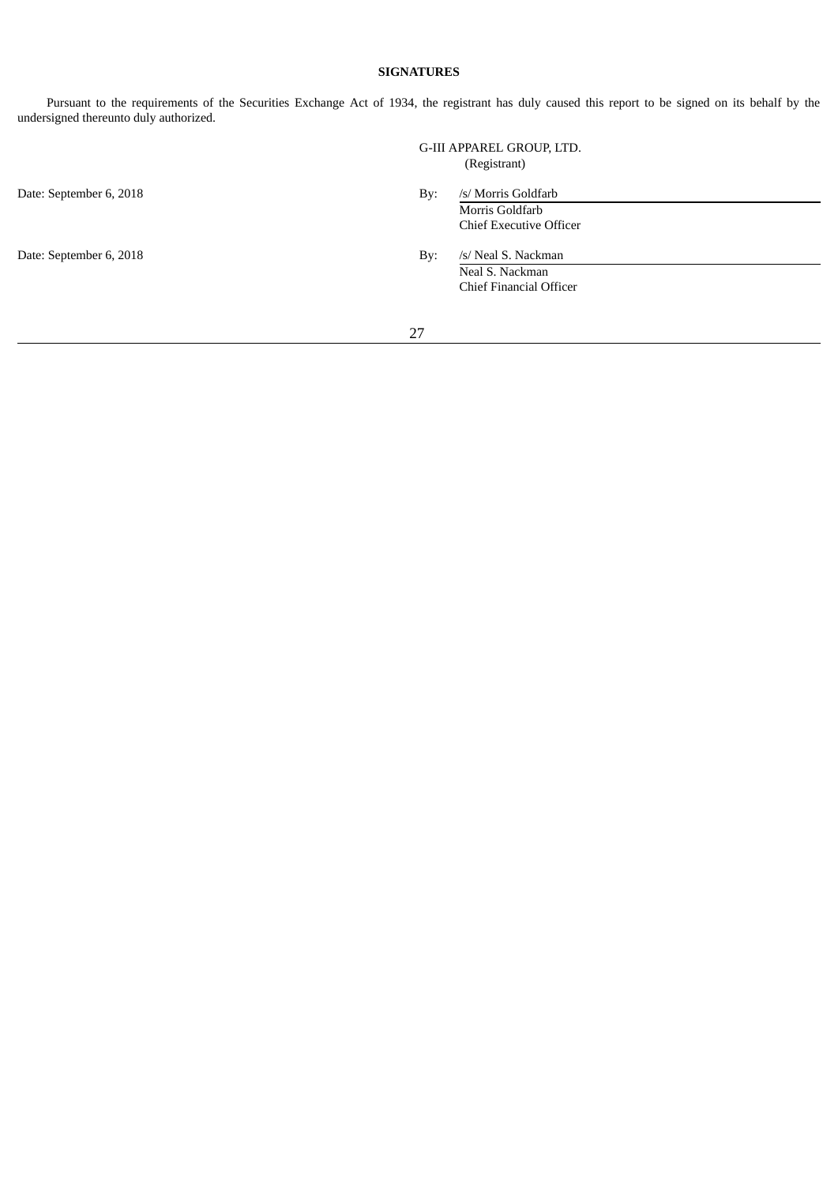**SIGNATURES**

Pursuant to the requirements of the Securities Exchange Act of 1934, the registrant has duly caused this report to be signed on its behalf by the undersigned thereunto duly authorized.

G-III APPAREL GROUP, LTD.
(Registrant)

| | | |
|---|---|---|
| Date: September 6, 2018 | By: | /s/ Morris Goldfarb |
| | | Morris Goldfarb |
| | | Chief Executive Officer |
| Date: September 6, 2018 | By: | /s/ Neal S. Nackman |
| | | Neal S. Nackman |
| | | Chief Financial Officer |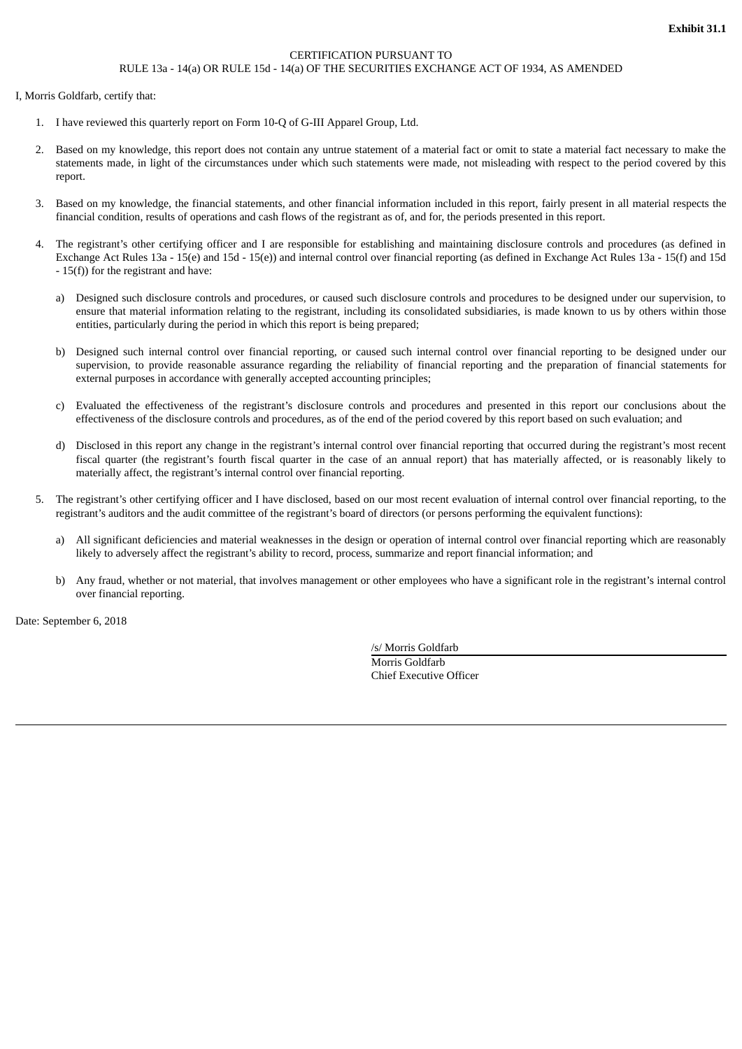**Exhibit 31.1**

CERTIFICATION PURSUANT TO
RULE 13a - 14(a) OR RULE 15d - 14(a) OF THE SECURITIES EXCHANGE ACT OF 1934, AS AMENDED

I, Morris Goldfarb, certify that:

1. I have reviewed this quarterly report on Form 10-Q of G-III Apparel Group, Ltd.

2. Based on my knowledge, this report does not contain any untrue statement of a material fact or omit to state a material fact necessary to make the statements made, in light of the circumstances under which such statements were made, not misleading with respect to the period covered by this report.

3. Based on my knowledge, the financial statements, and other financial information included in this report, fairly present in all material respects the financial condition, results of operations and cash flows of the registrant as of, and for, the periods presented in this report.

4. The registrant's other certifying officer and I are responsible for establishing and maintaining disclosure controls and procedures (as defined in Exchange Act Rules 13a - 15(e) and 15d - 15(e)) and internal control over financial reporting (as defined in Exchange Act Rules 13a - 15(f) and 15d - 15(f)) for the registrant and have:

   a) Designed such disclosure controls and procedures, or caused such disclosure controls and procedures to be designed under our supervision, to ensure that material information relating to the registrant, including its consolidated subsidiaries, is made known to us by others within those entities, particularly during the period in which this report is being prepared;

   b) Designed such internal control over financial reporting, or caused such internal control over financial reporting to be designed under our supervision, to provide reasonable assurance regarding the reliability of financial reporting and the preparation of financial statements for external purposes in accordance with generally accepted accounting principles;

   c) Evaluated the effectiveness of the registrant's disclosure controls and procedures and presented in this report our conclusions about the effectiveness of the disclosure controls and procedures, as of the end of the period covered by this report based on such evaluation; and

   d) Disclosed in this report any change in the registrant's internal control over financial reporting that occurred during the registrant's most recent fiscal quarter (the registrant's fourth fiscal quarter in the case of an annual report) that has materially affected, or is reasonably likely to materially affect, the registrant's internal control over financial reporting.

5. The registrant's other certifying officer and I have disclosed, based on our most recent evaluation of internal control over financial reporting, to the registrant's auditors and the audit committee of the registrant's board of directors (or persons performing the equivalent functions):

   a) All significant deficiencies and material weaknesses in the design or operation of internal control over financial reporting which are reasonably likely to adversely affect the registrant's ability to record, process, summarize and report financial information; and

   b) Any fraud, whether or not material, that involves management or other employees who have a significant role in the registrant's internal control over financial reporting.

Date: September 6, 2018

/s/ Morris Goldfarb
Morris Goldfarb
Chief Executive Officer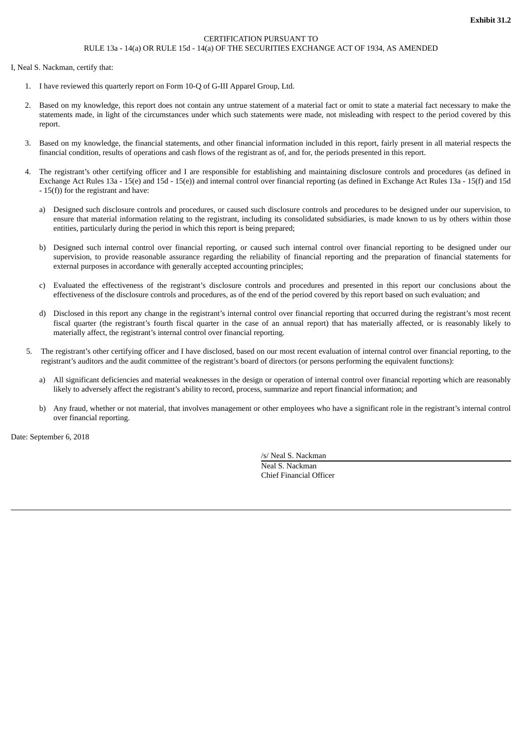**Exhibit 31.2**

CERTIFICATION PURSUANT TO
RULE 13a - 14(a) OR RULE 15d - 14(a) OF THE SECURITIES EXCHANGE ACT OF 1934, AS AMENDED

I, Neal S. Nackman, certify that:

1. I have reviewed this quarterly report on Form 10-Q of G-III Apparel Group, Ltd.

2. Based on my knowledge, this report does not contain any untrue statement of a material fact or omit to state a material fact necessary to make the statements made, in light of the circumstances under which such statements were made, not misleading with respect to the period covered by this report.

3. Based on my knowledge, the financial statements, and other financial information included in this report, fairly present in all material respects the financial condition, results of operations and cash flows of the registrant as of, and for, the periods presented in this report.

4. The registrant's other certifying officer and I are responsible for establishing and maintaining disclosure controls and procedures (as defined in Exchange Act Rules 13a - 15(e) and 15d - 15(e)) and internal control over financial reporting (as defined in Exchange Act Rules 13a - 15(f) and 15d - 15(f)) for the registrant and have:

   a) Designed such disclosure controls and procedures, or caused such disclosure controls and procedures to be designed under our supervision, to ensure that material information relating to the registrant, including its consolidated subsidiaries, is made known to us by others within those entities, particularly during the period in which this report is being prepared;

   b) Designed such internal control over financial reporting, or caused such internal control over financial reporting to be designed under our supervision, to provide reasonable assurance regarding the reliability of financial reporting and the preparation of financial statements for external purposes in accordance with generally accepted accounting principles;

   c) Evaluated the effectiveness of the registrant's disclosure controls and procedures and presented in this report our conclusions about the effectiveness of the disclosure controls and procedures, as of the end of the period covered by this report based on such evaluation; and

   d) Disclosed in this report any change in the registrant's internal control over financial reporting that occurred during the registrant's most recent fiscal quarter (the registrant's fourth fiscal quarter in the case of an annual report) that has materially affected, or is reasonably likely to materially affect, the registrant's internal control over financial reporting.

5. The registrant's other certifying officer and I have disclosed, based on our most recent evaluation of internal control over financial reporting, to the registrant's auditors and the audit committee of the registrant's board of directors (or persons performing the equivalent functions):

   a) All significant deficiencies and material weaknesses in the design or operation of internal control over financial reporting which are reasonably likely to adversely affect the registrant's ability to record, process, summarize and report financial information; and

   b) Any fraud, whether or not material, that involves management or other employees who have a significant role in the registrant's internal control over financial reporting.

Date: September 6, 2018

/s/ Neal S. Nackman
Neal S. Nackman
Chief Financial Officer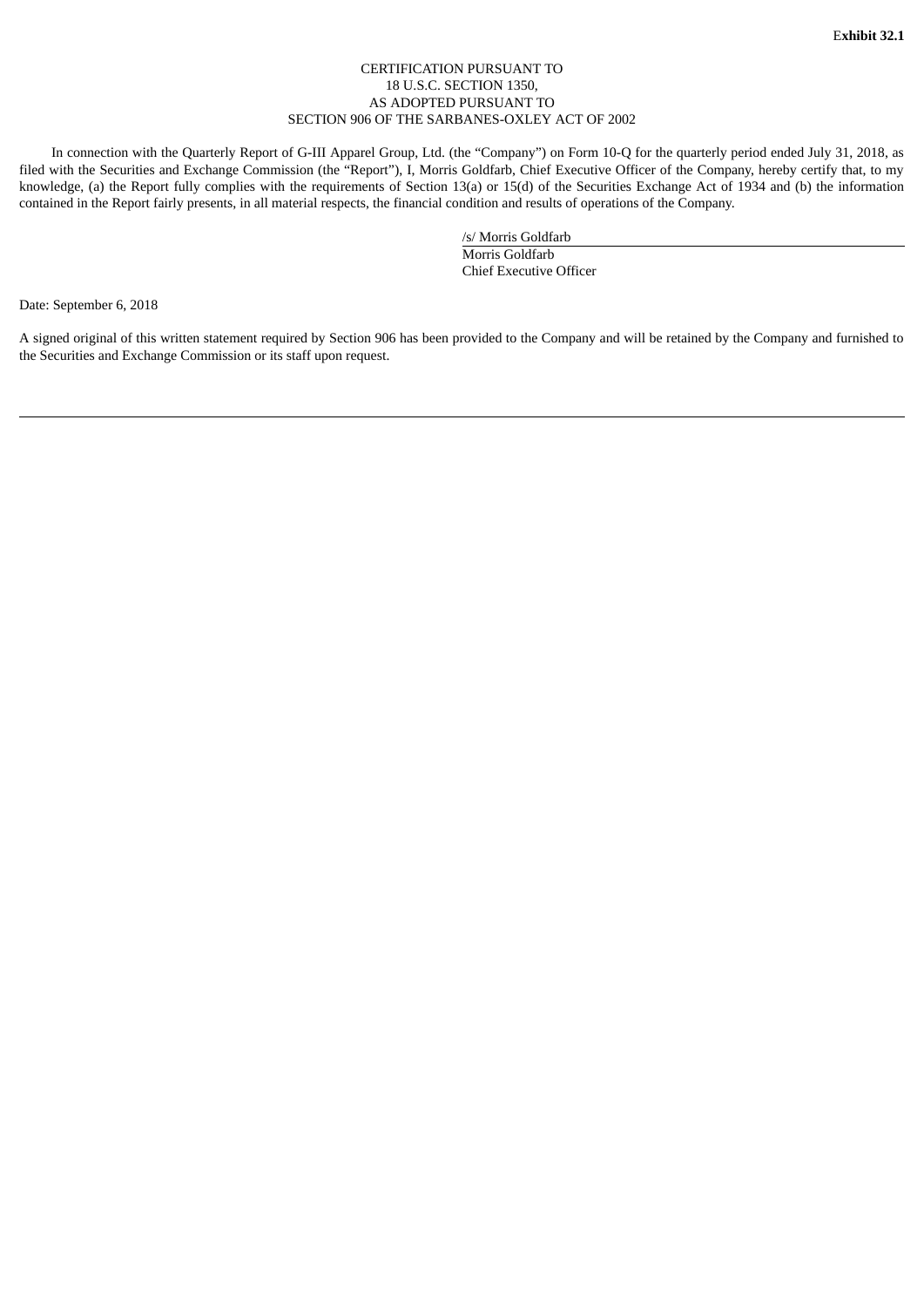**Exhibit 32.1**

CERTIFICATION PURSUANT TO
18 U.S.C. SECTION 1350,
AS ADOPTED PURSUANT TO
SECTION 906 OF THE SARBANES-OXLEY ACT OF 2002

In connection with the Quarterly Report of G-III Apparel Group, Ltd. (the "Company") on Form 10-Q for the quarterly period ended July 31, 2018, as filed with the Securities and Exchange Commission (the "Report"), I, Morris Goldfarb, Chief Executive Officer of the Company, hereby certify that, to my knowledge, (a) the Report fully complies with the requirements of Section 13(a) or 15(d) of the Securities Exchange Act of 1934 and (b) the information contained in the Report fairly presents, in all material respects, the financial condition and results of operations of the Company.

/s/ Morris Goldfarb
Morris Goldfarb
Chief Executive Officer

Date: September 6, 2018

A signed original of this written statement required by Section 906 has been provided to the Company and will be retained by the Company and furnished to the Securities and Exchange Commission or its staff upon request.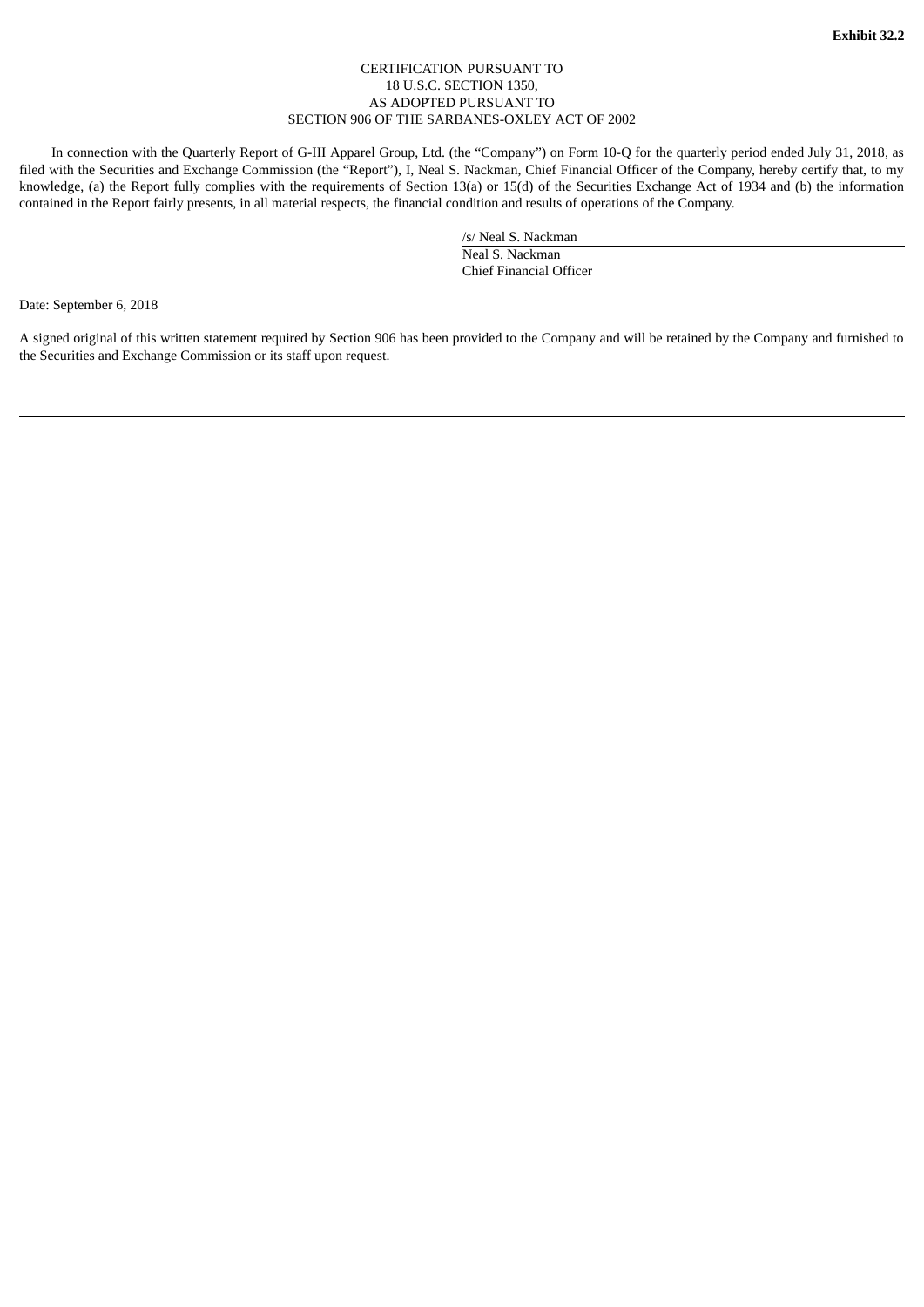**Exhibit 32.2**

CERTIFICATION PURSUANT TO
18 U.S.C. SECTION 1350,
AS ADOPTED PURSUANT TO
SECTION 906 OF THE SARBANES-OXLEY ACT OF 2002

In connection with the Quarterly Report of G-III Apparel Group, Ltd. (the "Company") on Form 10-Q for the quarterly period ended July 31, 2018, as filed with the Securities and Exchange Commission (the "Report"), I, Neal S. Nackman, Chief Financial Officer of the Company, hereby certify that, to my knowledge, (a) the Report fully complies with the requirements of Section 13(a) or 15(d) of the Securities Exchange Act of 1934 and (b) the information contained in the Report fairly presents, in all material respects, the financial condition and results of operations of the Company.

/s/ Neal S. Nackman
Neal S. Nackman
Chief Financial Officer

Date: September 6, 2018

A signed original of this written statement required by Section 906 has been provided to the Company and will be retained by the Company and furnished to the Securities and Exchange Commission or its staff upon request.